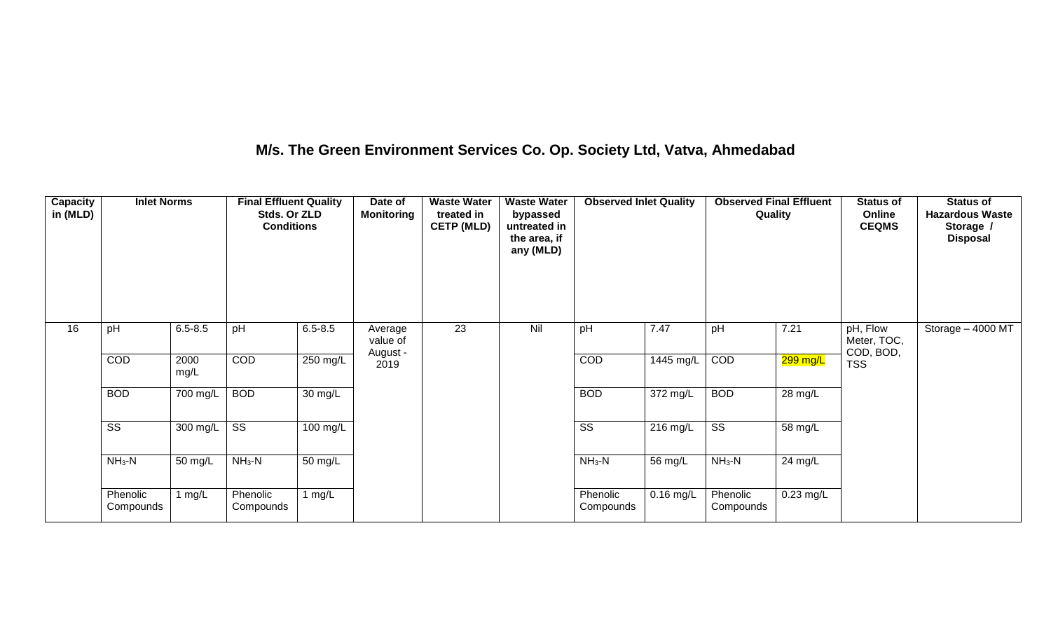# M/s. The Green Environment Services Co. Op. Society Ltd, Vatva, Ahmedabad

| Capacity in (MLD) | Inlet Norms | | Final Effluent Quality Stds. Or ZLD Conditions | | Date of Monitoring | Waste Water treated in CETP (MLD) | Waste Water bypassed untreated in the area, if any (MLD) | Observed Inlet Quality | | Observed Final Effluent Quality | | Status of Online CEQMS | Status of Hazardous Waste Storage / Disposal |
|---|---|---|---|---|---|---|---|---|---|---|---|---|---|
| 16 | pH | 6.5-8.5 | pH | 6.5-8.5 | Average value of August - 2019 | 23 | Nil | pH | 7.47 | pH | 7.21 | pH, Flow Meter, TOC, COD, BOD, TSS | Storage – 4000 MT |
| | COD | 2000 mg/L | COD | 250 mg/L | | | | COD | 1445 mg/L | COD | 299 mg/L | | |
| | BOD | 700 mg/L | BOD | 30 mg/L | | | | BOD | 372 mg/L | BOD | 28 mg/L | | |
| | SS | 300 mg/L | SS | 100 mg/L | | | | SS | 216 mg/L | SS | 58 mg/L | | |
| | $NH_3$-N | 50 mg/L | $NH_3$-N | 50 mg/L | | | | $NH_3$-N | 56 mg/L | $NH_3$-N | 24 mg/L | | |
| | Phenolic Compounds | 1 mg/L | Phenolic Compounds | 1 mg/L | | | | Phenolic Compounds | 0.16 mg/L | Phenolic Compounds | 0.23 mg/L | | |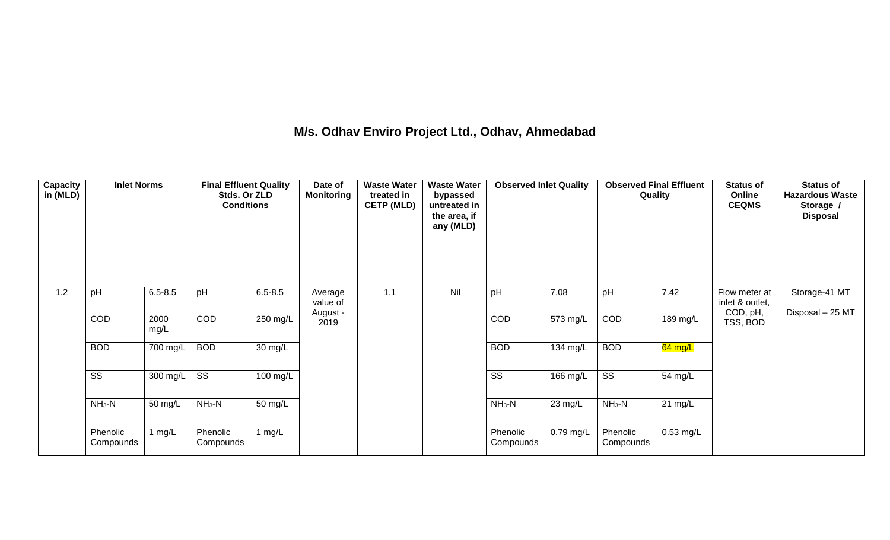## M/s. Odhav Enviro Project Ltd., Odhav, Ahmedabad

| Capacity in (MLD) | Inlet Norms | | Final Effluent Quality Stds. Or ZLD Conditions | | Date of Monitoring | Waste Water treated in CETP (MLD) | Waste Water bypassed untreated in the area, if any (MLD) | Observed Inlet Quality | | Observed Final Effluent Quality | | Status of Online CEQMS | Status of Hazardous Waste Storage / Disposal |
|---|---|---|---|---|---|---|---|---|---|---|---|---|---|
| 1.2 | pH | 6.5-8.5 | pH | 6.5-8.5 | Average value of August - 2019 | 1.1 | Nil | pH | 7.08 | pH | 7.42 | Flow meter at inlet & outlet, COD, pH, TSS, BOD | Storage-41 MT Disposal – 25 MT |
| | COD | 2000 mg/L | COD | 250 mg/L | | | | COD | 573 mg/L | COD | 189 mg/L | | |
| | BOD | 700 mg/L | BOD | 30 mg/L | | | | BOD | 134 mg/L | BOD | 64 mg/L | | |
| | SS | 300 mg/L | SS | 100 mg/L | | | | SS | 166 mg/L | SS | 54 mg/L | | |
| | $NH_3$-N | 50 mg/L | $NH_3$-N | 50 mg/L | | | | $NH_3$-N | 23 mg/L | $NH_3$-N | 21 mg/L | | |
| | Phenolic Compounds | 1 mg/L | Phenolic Compounds | 1 mg/L | | | | Phenolic Compounds | 0.79 mg/L | Phenolic Compounds | 0.53 mg/L | | |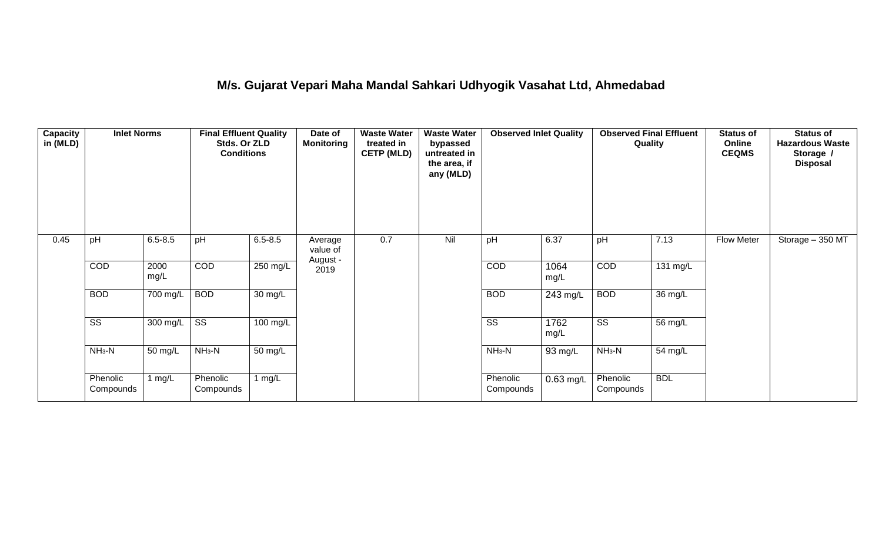## M/s. Gujarat Vepari Maha Mandal Sahkari Udhyogik Vasahat Ltd, Ahmedabad

| Capacity in (MLD) | Inlet Norms | | Final Effluent Quality Stds. Or ZLD Conditions | | Date of Monitoring | Waste Water treated in CETP (MLD) | Waste Water bypassed untreated in the area, if any (MLD) | Observed Inlet Quality | | Observed Final Effluent Quality | | Status of Online CEQMS | Status of Hazardous Waste Storage / Disposal |
|---|---|---|---|---|---|---|---|---|---|---|---|---|---|
| 0.45 | pH | 6.5-8.5 | pH | 6.5-8.5 | Average value of August - 2019 | 0.7 | Nil | pH | 6.37 | pH | 7.13 | Flow Meter | Storage – 350 MT |
| | COD | 2000 mg/L | COD | 250 mg/L | | | | COD | 1064 mg/L | COD | 131 mg/L | | |
| | BOD | 700 mg/L | BOD | 30 mg/L | | | | BOD | 243 mg/L | BOD | 36 mg/L | | |
| | SS | 300 mg/L | SS | 100 mg/L | | | | SS | 1762 mg/L | SS | 56 mg/L | | |
| | $NH_3$-N | 50 mg/L | $NH_3$-N | 50 mg/L | | | | $NH_3$-N | 93 mg/L | $NH_3$-N | 54 mg/L | | |
| | Phenolic Compounds | 1 mg/L | Phenolic Compounds | 1 mg/L | | | | Phenolic Compounds | 0.63 mg/L | Phenolic Compounds | BDL | | |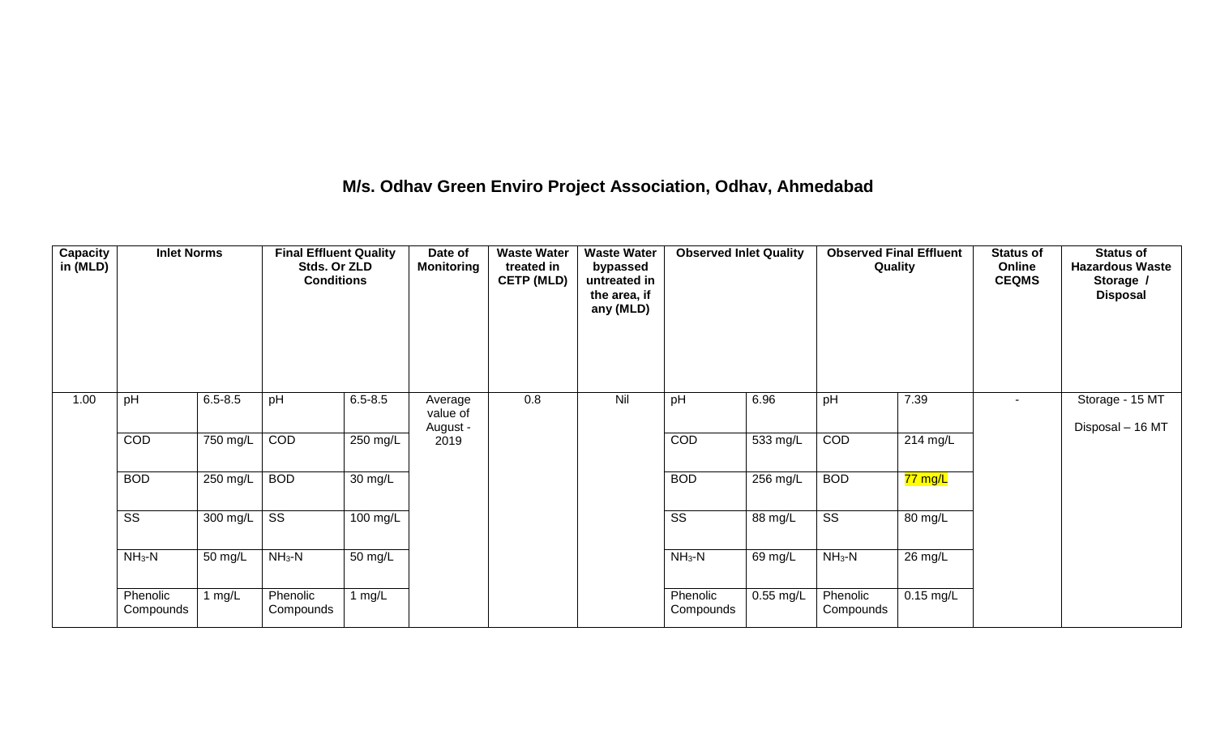## M/s. Odhav Green Enviro Project Association, Odhav, Ahmedabad

| Capacity in (MLD) | Inlet Norms | | Final Effluent Quality Stds. Or ZLD Conditions | | Date of Monitoring | Waste Water treated in CETP (MLD) | Waste Water bypassed untreated in the area, if any (MLD) | Observed Inlet Quality | | Observed Final Effluent Quality | | Status of Online CEQMS | Status of Hazardous Waste Storage / Disposal |
|---|---|---|---|---|---|---|---|---|---|---|---|---|---|
| 1.00 | pH | 6.5-8.5 | pH | 6.5-8.5 | Average value of August - 2019 | 0.8 | Nil | pH | 6.96 | pH | 7.39 | - | Storage - 15 MT<br>Disposal – 16 MT |
| | COD | 750 mg/L | COD | 250 mg/L | | | | COD | 533 mg/L | COD | 214 mg/L | | |
| | BOD | 250 mg/L | BOD | 30 mg/L | | | | BOD | 256 mg/L | BOD | 77 mg/L | | |
| | SS | 300 mg/L | SS | 100 mg/L | | | | SS | 88 mg/L | SS | 80 mg/L | | |
| | $NH_3$-N | 50 mg/L | $NH_3$-N | 50 mg/L | | | | $NH_3$-N | 69 mg/L | $NH_3$-N | 26 mg/L | | |
| | Phenolic Compounds | 1 mg/L | Phenolic Compounds | 1 mg/L | | | | Phenolic Compounds | 0.55 mg/L | Phenolic Compounds | 0.15 mg/L | | |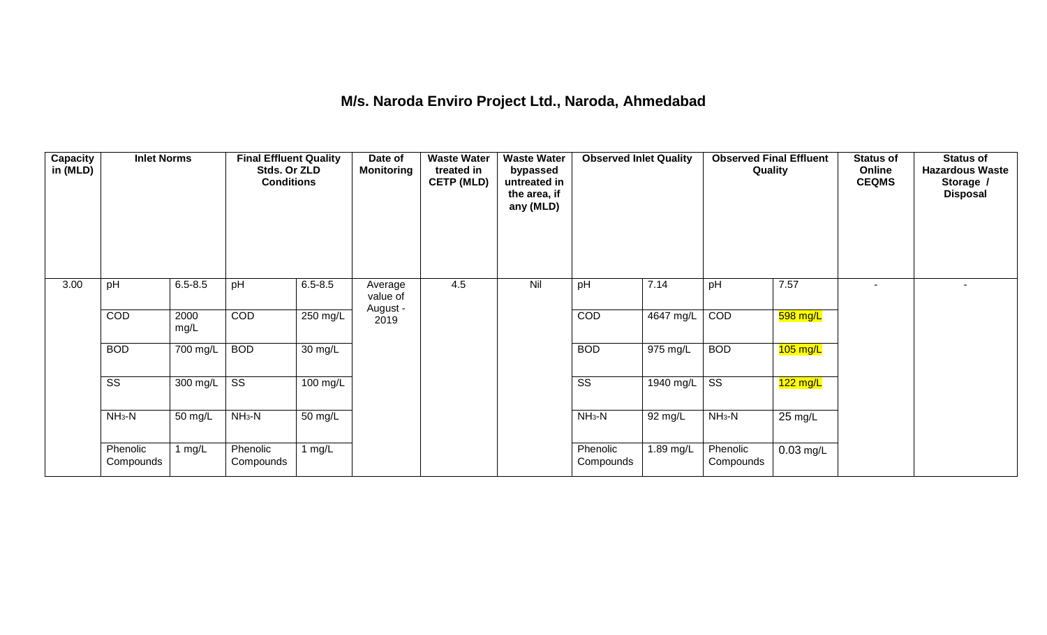# M/s. Naroda Enviro Project Ltd., Naroda, Ahmedabad

| Capacity in (MLD) | Inlet Norms | | Final Effluent Quality Stds. Or ZLD Conditions | | Date of Monitoring | Waste Water treated in CETP (MLD) | Waste Water bypassed untreated in the area, if any (MLD) | Observed Inlet Quality | | Observed Final Effluent Quality | | Status of Online CEQMS | Status of Hazardous Waste Storage / Disposal |
|---|---|---|---|---|---|---|---|---|---|---|---|---|---|
| 3.00 | pH | 6.5-8.5 | pH | 6.5-8.5 | Average value of August - 2019 | 4.5 | Nil | pH | 7.14 | pH | 7.57 | - | - |
| | COD | 2000 mg/L | COD | 250 mg/L | | | | COD | 4647 mg/L | COD | 598 mg/L | | |
| | BOD | 700 mg/L | BOD | 30 mg/L | | | | BOD | 975 mg/L | BOD | 105 mg/L | | |
| | SS | 300 mg/L | SS | 100 mg/L | | | | SS | 1940 mg/L | SS | 122 mg/L | | |
| | $NH_3$-N | 50 mg/L | $NH_3$-N | 50 mg/L | | | | $NH_3$-N | 92 mg/L | $NH_3$-N | 25 mg/L | | |
| | Phenolic Compounds | 1 mg/L | Phenolic Compounds | 1 mg/L | | | | Phenolic Compounds | 1.89 mg/L | Phenolic Compounds | 0.03 mg/L | | |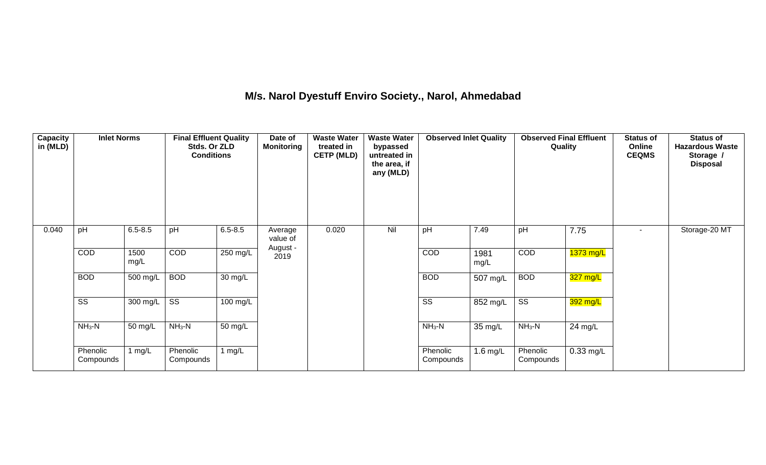# M/s. Narol Dyestuff Enviro Society., Narol, Ahmedabad

| Capacity in (MLD) | Inlet Norms | | Final Effluent Quality Stds. Or ZLD Conditions | | Date of Monitoring | Waste Water treated in CETP (MLD) | Waste Water bypassed untreated in the area, if any (MLD) | Observed Inlet Quality | | Observed Final Effluent Quality | | Status of Online CEQMS | Status of Hazardous Waste Storage / Disposal |
|---|---|---|---|---|---|---|---|---|---|---|---|---|---|
| 0.040 | pH | 6.5-8.5 | pH | 6.5-8.5 | Average value of August - 2019 | 0.020 | Nil | pH | 7.49 | pH | 7.75 | - | Storage-20 MT |
| | COD | 1500 mg/L | COD | 250 mg/L | | | | COD | 1981 mg/L | COD | 1373 mg/L | | |
| | BOD | 500 mg/L | BOD | 30 mg/L | | | | BOD | 507 mg/L | BOD | 327 mg/L | | |
| | SS | 300 mg/L | SS | 100 mg/L | | | | SS | 852 mg/L | SS | 392 mg/L | | |
| | $NH_3$-N | 50 mg/L | $NH_3$-N | 50 mg/L | | | | $NH_3$-N | 35 mg/L | $NH_3$-N | 24 mg/L | | |
| | Phenolic Compounds | 1 mg/L | Phenolic Compounds | 1 mg/L | | | | Phenolic Compounds | 1.6 mg/L | Phenolic Compounds | 0.33 mg/L | | |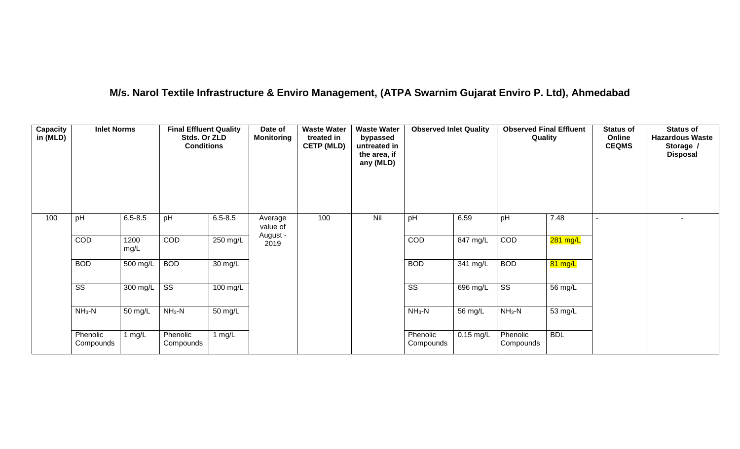## M/s. Narol Textile Infrastructure & Enviro Management, (ATPA Swarnim Gujarat Enviro P. Ltd), Ahmedabad

| Capacity in (MLD) | Inlet Norms | | Final Effluent Quality Stds. Or ZLD Conditions | | Date of Monitoring | Waste Water treated in CETP (MLD) | Waste Water bypassed untreated in the area, if any (MLD) | Observed Inlet Quality | | Observed Final Effluent Quality | | Status of Online CEQMS | Status of Hazardous Waste Storage / Disposal |
|---|---|---|---|---|---|---|---|---|---|---|---|---|---|
| 100 | pH | 6.5-8.5 | pH | 6.5-8.5 | Average value of August - 2019 | 100 | Nil | pH | 6.59 | pH | 7.48 | - | - |
| | COD | 1200 mg/L | COD | 250 mg/L | | | | COD | 847 mg/L | COD | 281 mg/L | | |
| | BOD | 500 mg/L | BOD | 30 mg/L | | | | BOD | 341 mg/L | BOD | 81 mg/L | | |
| | SS | 300 mg/L | SS | 100 mg/L | | | | SS | 696 mg/L | SS | 56 mg/L | | |
| | $NH_3$-N | 50 mg/L | $NH_3$-N | 50 mg/L | | | | $NH_3$-N | 56 mg/L | $NH_3$-N | 53 mg/L | | |
| | Phenolic Compounds | 1 mg/L | Phenolic Compounds | 1 mg/L | | | | Phenolic Compounds | 0.15 mg/L | Phenolic Compounds | BDL | | |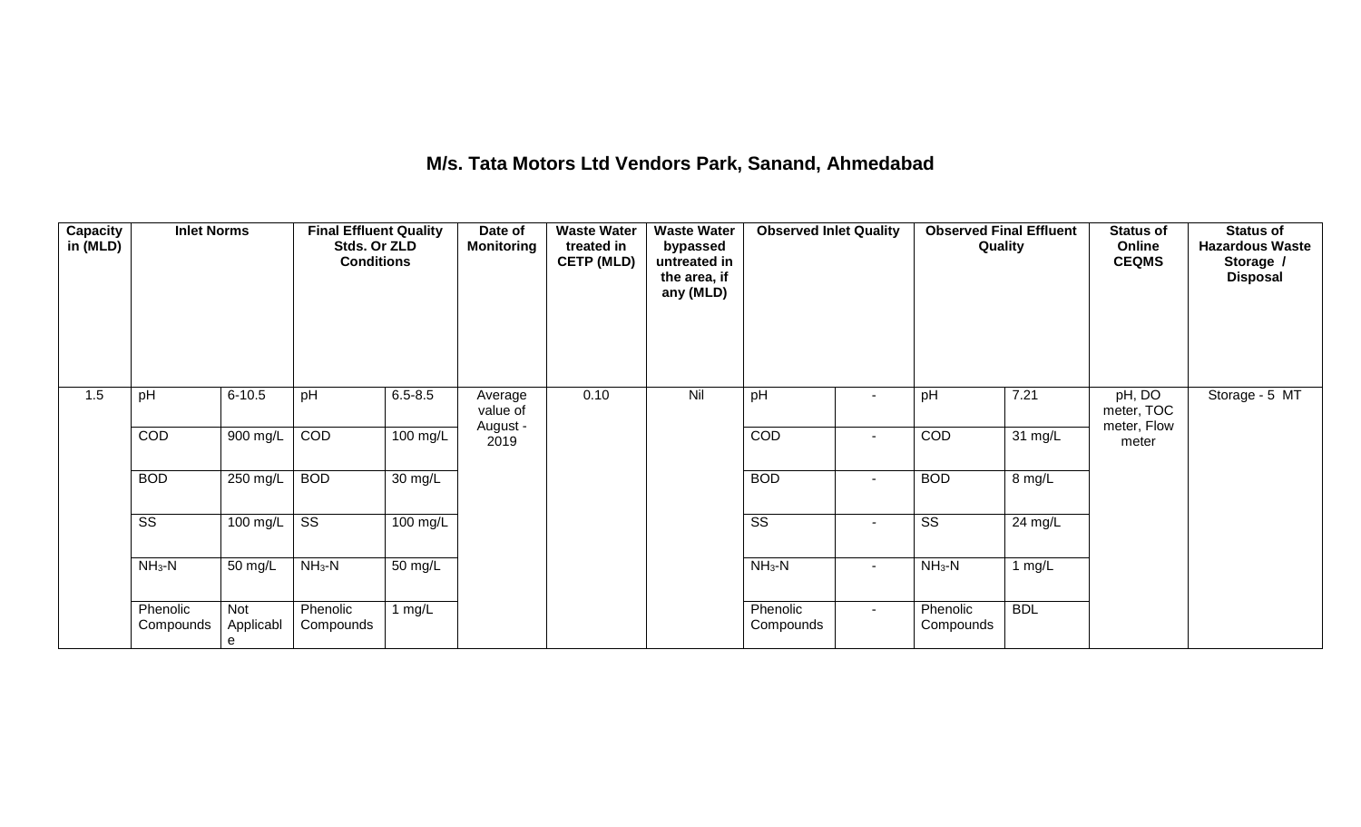# M/s. Tata Motors Ltd Vendors Park, Sanand, Ahmedabad

| Capacity in (MLD) | Inlet Norms | | Final Effluent Quality Stds. Or ZLD Conditions | | Date of Monitoring | Waste Water treated in CETP (MLD) | Waste Water bypassed untreated in the area, if any (MLD) | Observed Inlet Quality | | Observed Final Effluent Quality | | Status of Online CEQMS | Status of Hazardous Waste Storage / Disposal |
|---|---|---|---|---|---|---|---|---|---|---|---|---|---|
| 1.5 | pH | 6-10.5 | pH | 6.5-8.5 | Average value of August - 2019 | 0.10 | Nil | pH | - | pH | 7.21 | pH, DO meter, TOC meter, Flow meter | Storage - 5 MT |
| | COD | 900 mg/L | COD | 100 mg/L | | | | COD | - | COD | 31 mg/L | | |
| | BOD | 250 mg/L | BOD | 30 mg/L | | | | BOD | - | BOD | 8 mg/L | | |
| | SS | 100 mg/L | SS | 100 mg/L | | | | SS | - | SS | 24 mg/L | | |
| | $NH_3$-N | 50 mg/L | $NH_3$-N | 50 mg/L | | | | $NH_3$-N | - | $NH_3$-N | 1 mg/L | | |
| | Phenolic Compounds | Not Applicable | Phenolic Compounds | 1 mg/L | | | | Phenolic Compounds | - | Phenolic Compounds | BDL | | |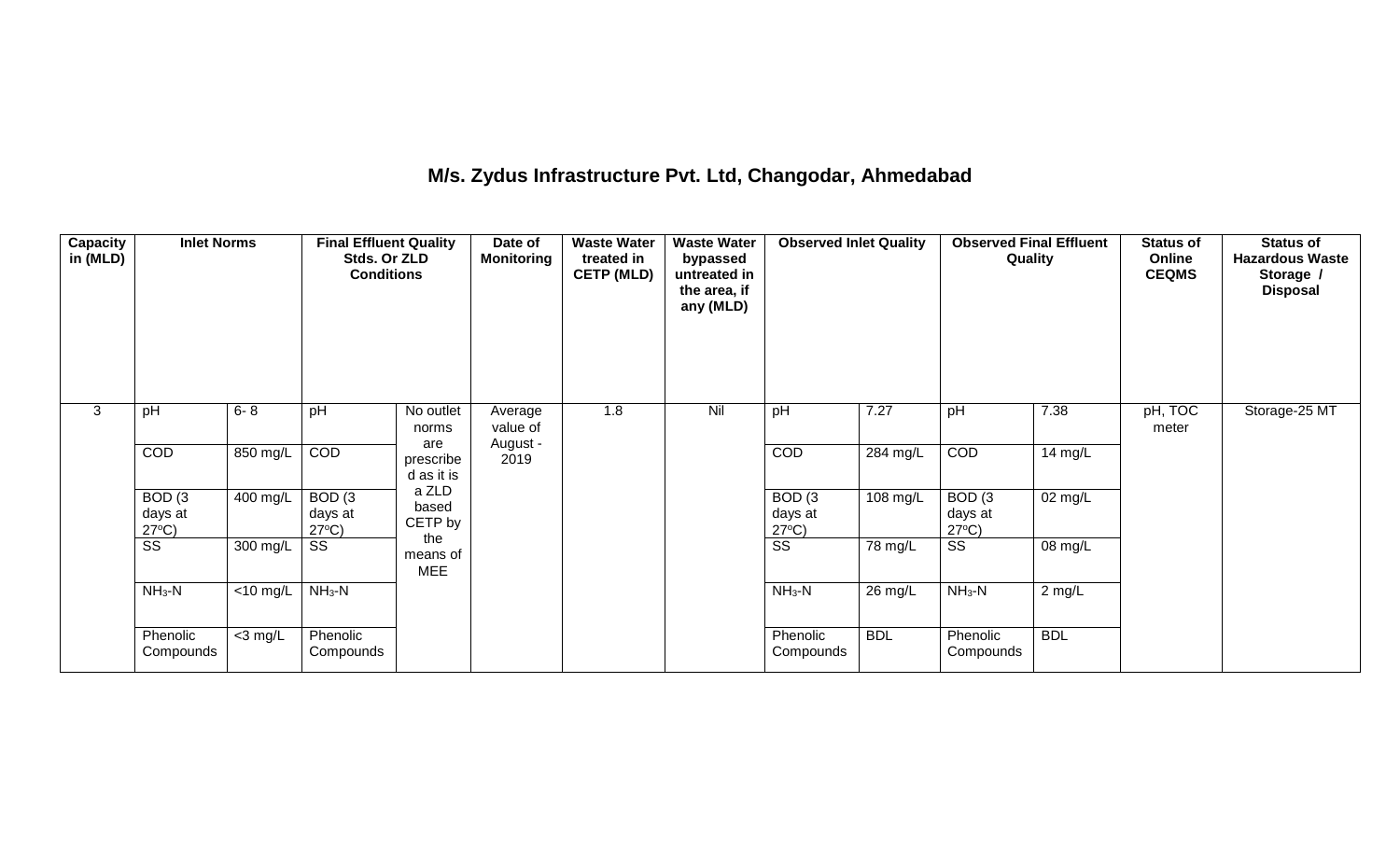# M/s. Zydus Infrastructure Pvt. Ltd, Changodar, Ahmedabad

| Capacity in (MLD) | Inlet Norms | | Final Effluent Quality Stds. Or ZLD Conditions | | Date of Monitoring | Waste Water treated in CETP (MLD) | Waste Water bypassed untreated in the area, if any (MLD) | Observed Inlet Quality | | Observed Final Effluent Quality | | Status of Online CEQMS | Status of Hazardous Waste Storage / Disposal |
|---|---|---|---|---|---|---|---|---|---|---|---|---|---|
| 3 | pH | 6- 8 | pH | No outlet norms are prescribed as it is a ZLD based CETP by the means of MEE | Average value of August - 2019 | 1.8 | Nil | pH | 7.27 | pH | 7.38 | pH, TOC meter | Storage-25 MT |
| | COD | 850 mg/L | COD | | | | | COD | 284 mg/L | COD | 14 mg/L | | |
| | BOD (3 days at 27°C) | 400 mg/L | BOD (3 days at 27°C) | | | | | BOD (3 days at 27°C) | 108 mg/L | BOD (3 days at 27°C) | 02 mg/L | | |
| | SS | 300 mg/L | SS | | | | | SS | 78 mg/L | SS | 08 mg/L | | |
| | $NH_3$-N | <10 mg/L | $NH_3$-N | | | | | $NH_3$-N | 26 mg/L | $NH_3$-N | 2 mg/L | | |
| | Phenolic Compounds | <3 mg/L | Phenolic Compounds | | | | | Phenolic Compounds | BDL | Phenolic Compounds | BDL | | |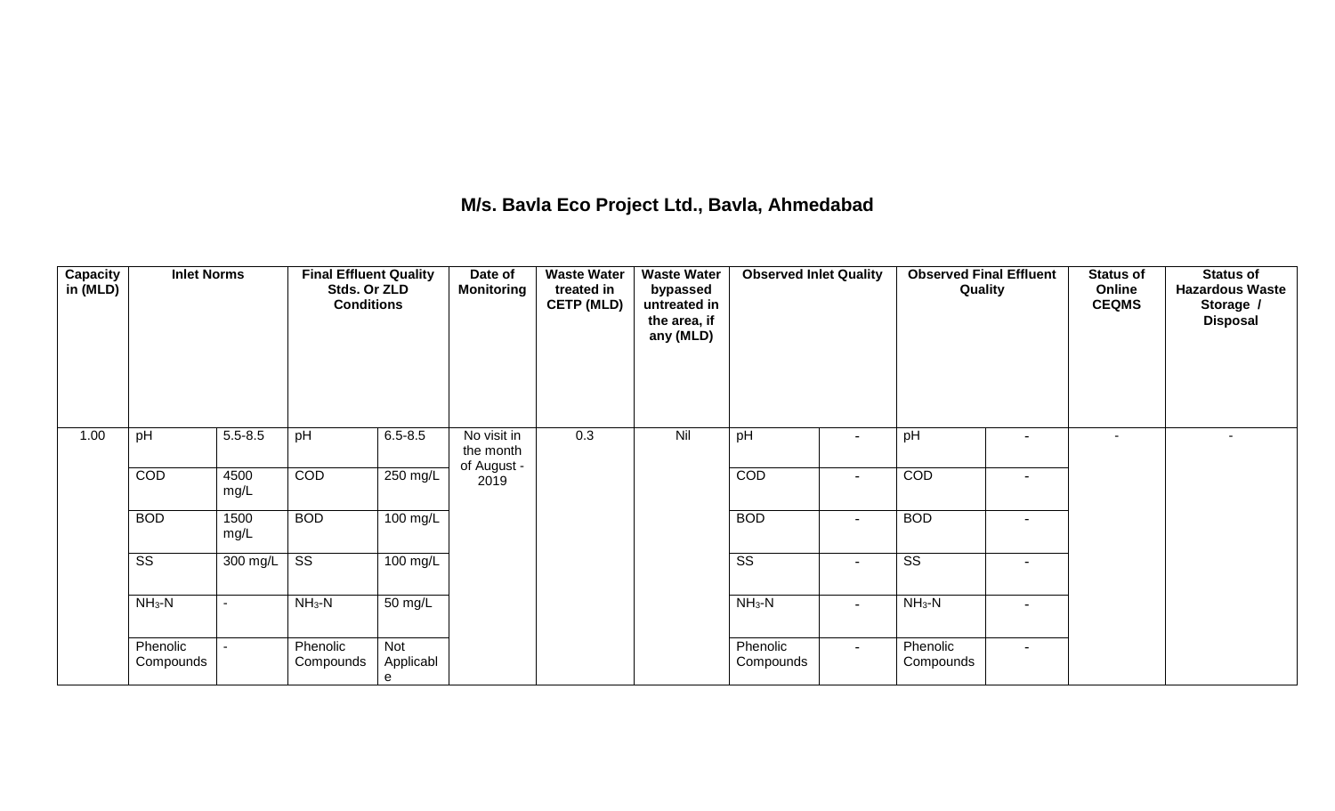## M/s. Bavla Eco Project Ltd., Bavla, Ahmedabad

| Capacity in (MLD) | Inlet Norms | | Final Effluent Quality Stds. Or ZLD Conditions | | Date of Monitoring | Waste Water treated in CETP (MLD) | Waste Water bypassed untreated in the area, if any (MLD) | Observed Inlet Quality | | Observed Final Effluent Quality | | Status of Online CEQMS | Status of Hazardous Waste Storage / Disposal |
|---|---|---|---|---|---|---|---|---|---|---|---|---|---|
| 1.00 | pH | 5.5-8.5 | pH | 6.5-8.5 | No visit in the month of August - 2019 | 0.3 | Nil | pH | - | pH | - | - | - |
| | COD | 4500 mg/L | COD | 250 mg/L | | | | COD | - | COD | - | | |
| | BOD | 1500 mg/L | BOD | 100 mg/L | | | | BOD | - | BOD | - | | |
| | SS | 300 mg/L | SS | 100 mg/L | | | | SS | - | SS | - | | |
| | $NH_3$-N | - | $NH_3$-N | 50 mg/L | | | | $NH_3$-N | - | $NH_3$-N | - | | |
| | Phenolic Compounds | - | Phenolic Compounds | Not Applicable | | | | Phenolic Compounds | - | Phenolic Compounds | - | | |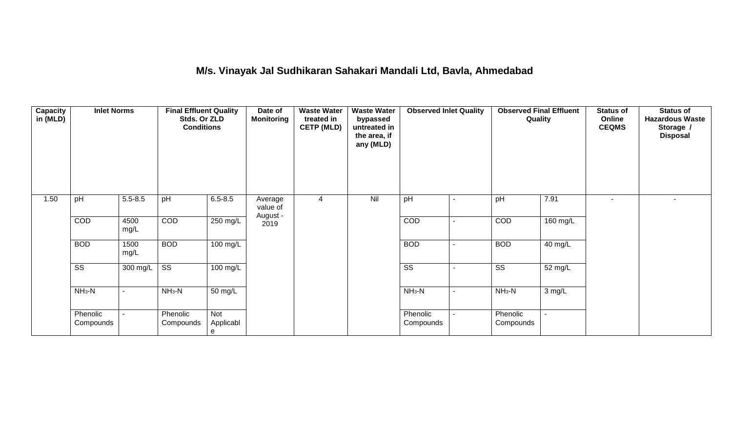# M/s. Vinayak Jal Sudhikaran Sahakari Mandali Ltd, Bavla, Ahmedabad

| Capacity in (MLD) | Inlet Norms | | Final Effluent Quality Stds. Or ZLD Conditions | | Date of Monitoring | Waste Water treated in CETP (MLD) | Waste Water bypassed untreated in the area, if any (MLD) | Observed Inlet Quality | | Observed Final Effluent Quality | | Status of Online CEQMS | Status of Hazardous Waste Storage / Disposal |
|---|---|---|---|---|---|---|---|---|---|---|---|---|---|
| 1.50 | pH | 5.5-8.5 | pH | 6.5-8.5 | Average value of August - 2019 | 4 | Nil | pH | - | pH | 7.91 | - | - |
| | COD | 4500 mg/L | COD | 250 mg/L | | | | COD | - | COD | 160 mg/L | | |
| | BOD | 1500 mg/L | BOD | 100 mg/L | | | | BOD | - | BOD | 40 mg/L | | |
| | SS | 300 mg/L | SS | 100 mg/L | | | | SS | - | SS | 52 mg/L | | |
| | $NH_3$-N | - | $NH_3$-N | 50 mg/L | | | | $NH_3$-N | - | $NH_3$-N | 3 mg/L | | |
| | Phenolic Compounds | - | Phenolic Compounds | Not Applicable | | | | Phenolic Compounds | - | Phenolic Compounds | - | | |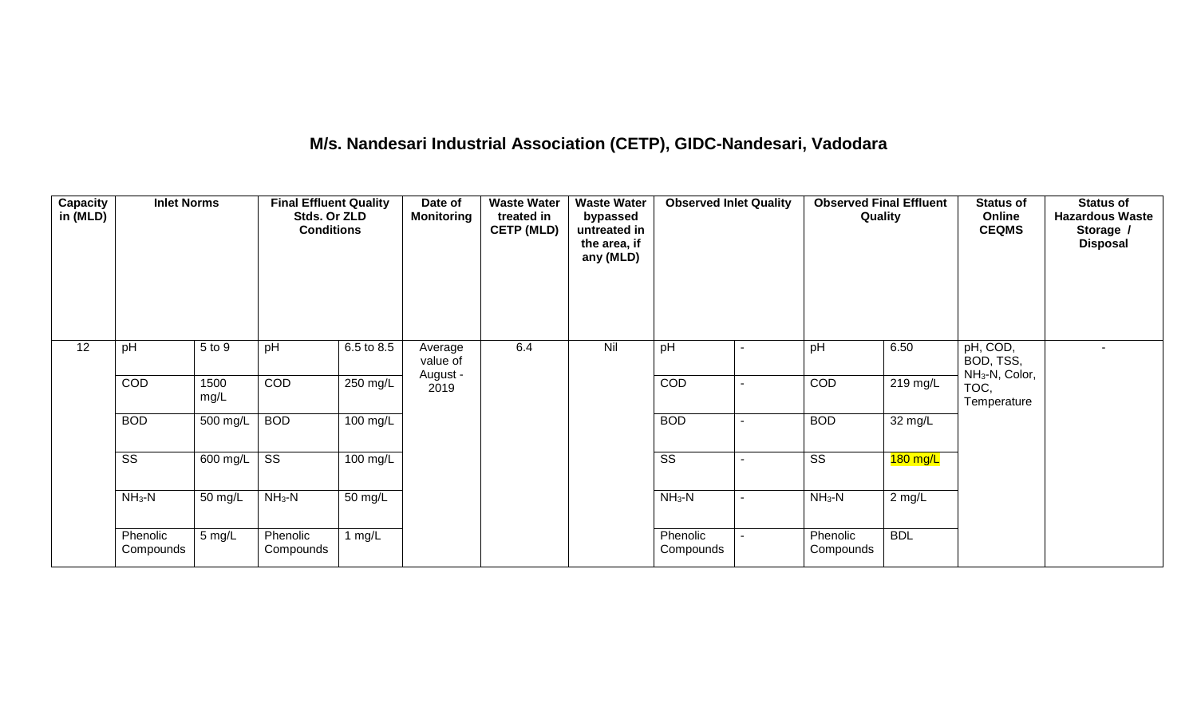# M/s. Nandesari Industrial Association (CETP), GIDC-Nandesari, Vadodara

| Capacity in (MLD) | Inlet Norms | | Final Effluent Quality Stds. Or ZLD Conditions | | Date of Monitoring | Waste Water treated in CETP (MLD) | Waste Water bypassed untreated in the area, if any (MLD) | Observed Inlet Quality | | Observed Final Effluent Quality | | Status of Online CEQMS | Status of Hazardous Waste Storage / Disposal |
|---|---|---|---|---|---|---|---|---|---|---|---|---|---|
| 12 | pH | 5 to 9 | pH | 6.5 to 8.5 | Average value of August - 2019 | 6.4 | Nil | pH | - | pH | 6.50 | pH, COD, BOD, TSS, $NH_3$-N, Color, TOC, Temperature | - |
| | COD | 1500 mg/L | COD | 250 mg/L | | | | COD | - | COD | 219 mg/L | | |
| | BOD | 500 mg/L | BOD | 100 mg/L | | | | BOD | - | BOD | 32 mg/L | | |
| | SS | 600 mg/L | SS | 100 mg/L | | | | SS | - | SS | 180 mg/L | | |
| | $NH_3$-N | 50 mg/L | $NH_3$-N | 50 mg/L | | | | $NH_3$-N | - | $NH_3$-N | 2 mg/L | | |
| | Phenolic Compounds | 5 mg/L | Phenolic Compounds | 1 mg/L | | | | Phenolic Compounds | - | Phenolic Compounds | BDL | | |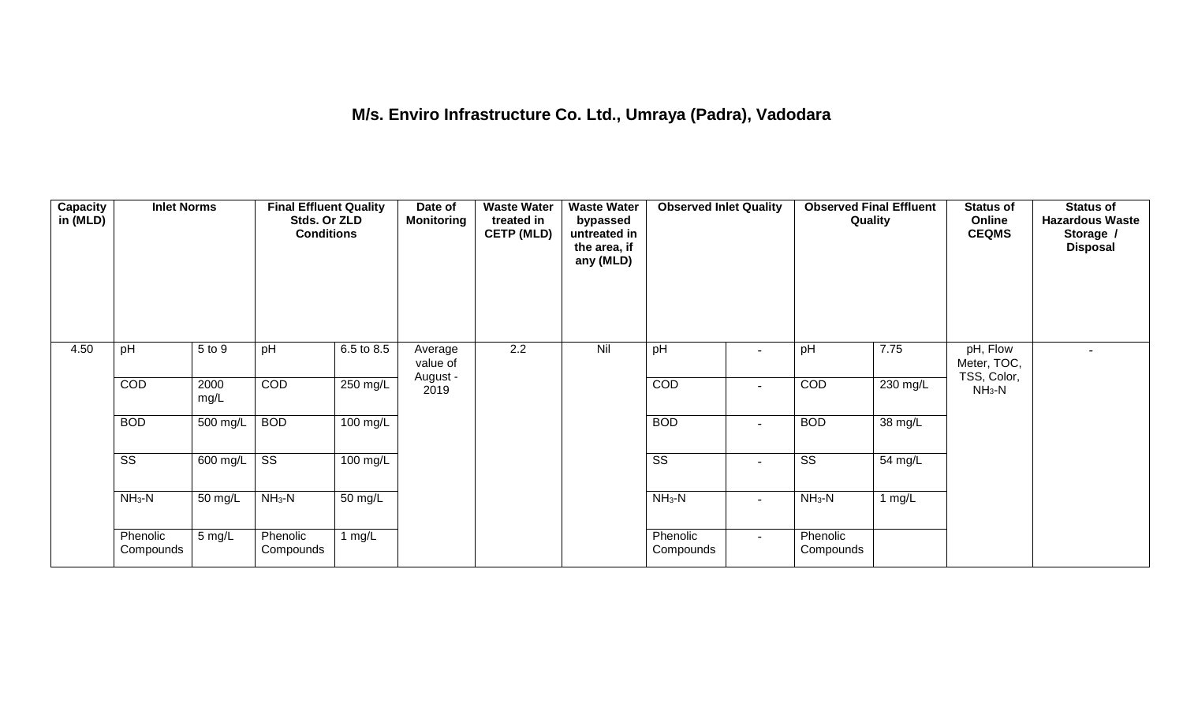## M/s. Enviro Infrastructure Co. Ltd., Umraya (Padra), Vadodara

| Capacity in (MLD) | Inlet Norms | | Final Effluent Quality Stds. Or ZLD Conditions | | Date of Monitoring | Waste Water treated in CETP (MLD) | Waste Water bypassed untreated in the area, if any (MLD) | Observed Inlet Quality | | Observed Final Effluent Quality | | Status of Online CEQMS | Status of Hazardous Waste Storage / Disposal |
|---|---|---|---|---|---|---|---|---|---|---|---|---|---|
| 4.50 | pH | 5 to 9 | pH | 6.5 to 8.5 | Average value of August - 2019 | 2.2 | Nil | pH | - | pH | 7.75 | pH, Flow Meter, TOC, TSS, Color, $NH_3$-N | - |
| | COD | 2000 mg/L | COD | 250 mg/L | | | | COD | - | COD | 230 mg/L | | |
| | BOD | 500 mg/L | BOD | 100 mg/L | | | | BOD | - | BOD | 38 mg/L | | |
| | SS | 600 mg/L | SS | 100 mg/L | | | | SS | - | SS | 54 mg/L | | |
| | $NH_3$-N | 50 mg/L | $NH_3$-N | 50 mg/L | | | | $NH_3$-N | - | $NH_3$-N | 1 mg/L | | |
| | Phenolic Compounds | 5 mg/L | Phenolic Compounds | 1 mg/L | | | | Phenolic Compounds | - | Phenolic Compounds | | | |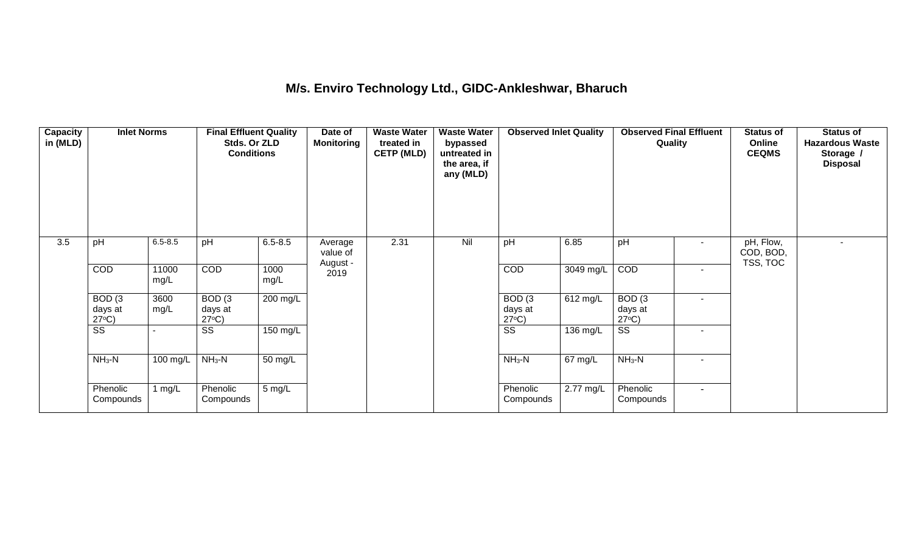# M/s. Enviro Technology Ltd., GIDC-Ankleshwar, Bharuch

| Capacity in (MLD) | Inlet Norms | | Final Effluent Quality Stds. Or ZLD Conditions | | Date of Monitoring | Waste Water treated in CETP (MLD) | Waste Water bypassed untreated in the area, if any (MLD) | Observed Inlet Quality | | Observed Final Effluent Quality | | Status of Online CEQMS | Status of Hazardous Waste Storage / Disposal |
|---|---|---|---|---|---|---|---|---|---|---|---|---|---|
| 3.5 | pH | 6.5-8.5 | pH | 6.5-8.5 | Average value of August - 2019 | 2.31 | Nil | pH | 6.85 | pH | - | pH, Flow, COD, BOD, TSS, TOC | - |
| | COD | 11000 mg/L | COD | 1000 mg/L | | | | COD | 3049 mg/L | COD | - | | |
| | BOD (3 days at 27°C) | 3600 mg/L | BOD (3 days at 27°C) | 200 mg/L | | | | BOD (3 days at 27°C) | 612 mg/L | BOD (3 days at 27°C) | - | | |
| | SS | - | SS | 150 mg/L | | | | SS | 136 mg/L | SS | - | | |
| | $NH_3$-N | 100 mg/L | $NH_3$-N | 50 mg/L | | | | $NH_3$-N | 67 mg/L | $NH_3$-N | - | | |
| | Phenolic Compounds | 1 mg/L | Phenolic Compounds | 5 mg/L | | | | Phenolic Compounds | 2.77 mg/L | Phenolic Compounds | - | | |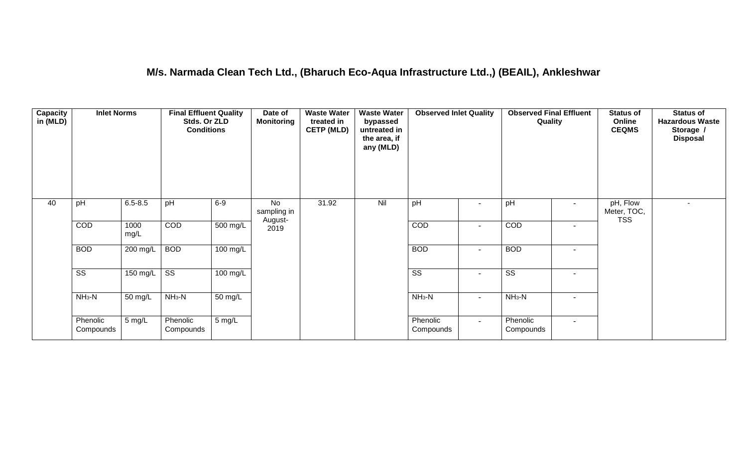## M/s. Narmada Clean Tech Ltd., (Bharuch Eco-Aqua Infrastructure Ltd.,) (BEAIL), Ankleshwar

| Capacity in (MLD) | Inlet Norms | | Final Effluent Quality Stds. Or ZLD Conditions | | Date of Monitoring | Waste Water treated in CETP (MLD) | Waste Water bypassed untreated in the area, if any (MLD) | Observed Inlet Quality | | Observed Final Effluent Quality | | Status of Online CEQMS | Status of Hazardous Waste Storage / Disposal |
|---|---|---|---|---|---|---|---|---|---|---|---|---|---|
| 40 | pH | 6.5-8.5 | pH | 6-9 | No sampling in August-2019 | 31.92 | Nil | pH | - | pH | - | pH, Flow Meter, TOC, TSS | - |
| | COD | 1000 mg/L | COD | 500 mg/L | | | | COD | - | COD | - | | |
| | BOD | 200 mg/L | BOD | 100 mg/L | | | | BOD | - | BOD | - | | |
| | SS | 150 mg/L | SS | 100 mg/L | | | | SS | - | SS | - | | |
| | $NH_3$-N | 50 mg/L | $NH_3$-N | 50 mg/L | | | | $NH_3$-N | - | $NH_3$-N | - | | |
| | Phenolic Compounds | 5 mg/L | Phenolic Compounds | 5 mg/L | | | | Phenolic Compounds | - | Phenolic Compounds | - | | |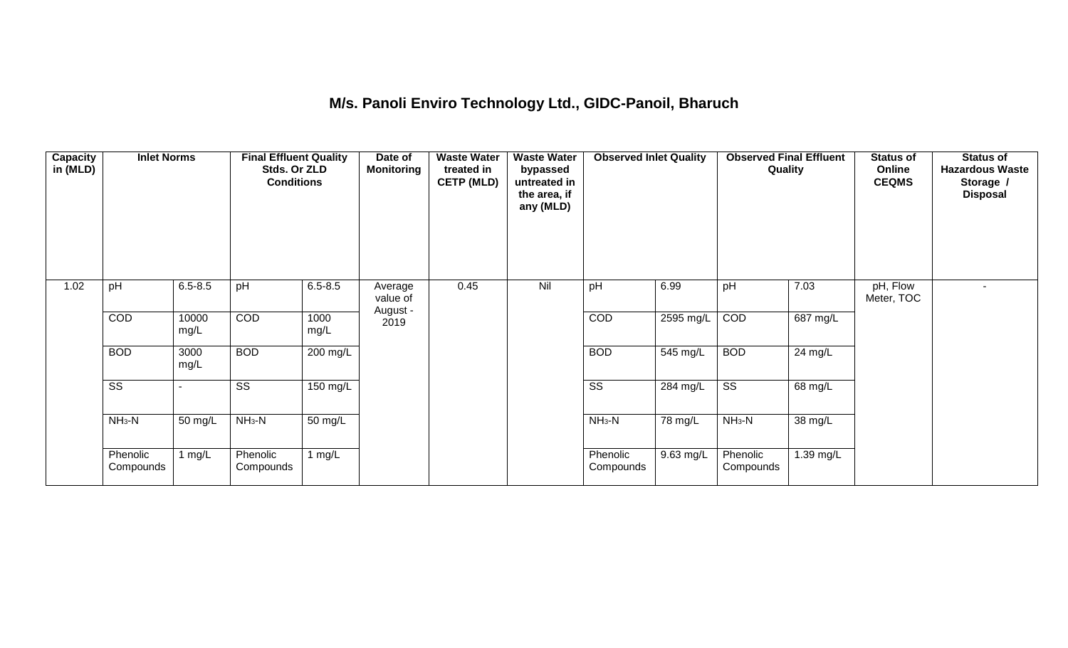## M/s. Panoli Enviro Technology Ltd., GIDC-Panoil, Bharuch

| Capacity in (MLD) | Inlet Norms | | Final Effluent Quality Stds. Or ZLD Conditions | | Date of Monitoring | Waste Water treated in CETP (MLD) | Waste Water bypassed untreated in the area, if any (MLD) | Observed Inlet Quality | | Observed Final Effluent Quality | | Status of Online CEQMS | Status of Hazardous Waste Storage / Disposal |
|---|---|---|---|---|---|---|---|---|---|---|---|---|---|
| 1.02 | pH | 6.5-8.5 | pH | 6.5-8.5 | Average value of August - 2019 | 0.45 | Nil | pH | 6.99 | pH | 7.03 | pH, Flow Meter, TOC | - |
| | COD | 10000 mg/L | COD | 1000 mg/L | | | | COD | 2595 mg/L | COD | 687 mg/L | | |
| | BOD | 3000 mg/L | BOD | 200 mg/L | | | | BOD | 545 mg/L | BOD | 24 mg/L | | |
| | SS | - | SS | 150 mg/L | | | | SS | 284 mg/L | SS | 68 mg/L | | |
| | $NH_3$-N | 50 mg/L | $NH_3$-N | 50 mg/L | | | | $NH_3$-N | 78 mg/L | $NH_3$-N | 38 mg/L | | |
| | Phenolic Compounds | 1 mg/L | Phenolic Compounds | 1 mg/L | | | | Phenolic Compounds | 9.63 mg/L | Phenolic Compounds | 1.39 mg/L | | |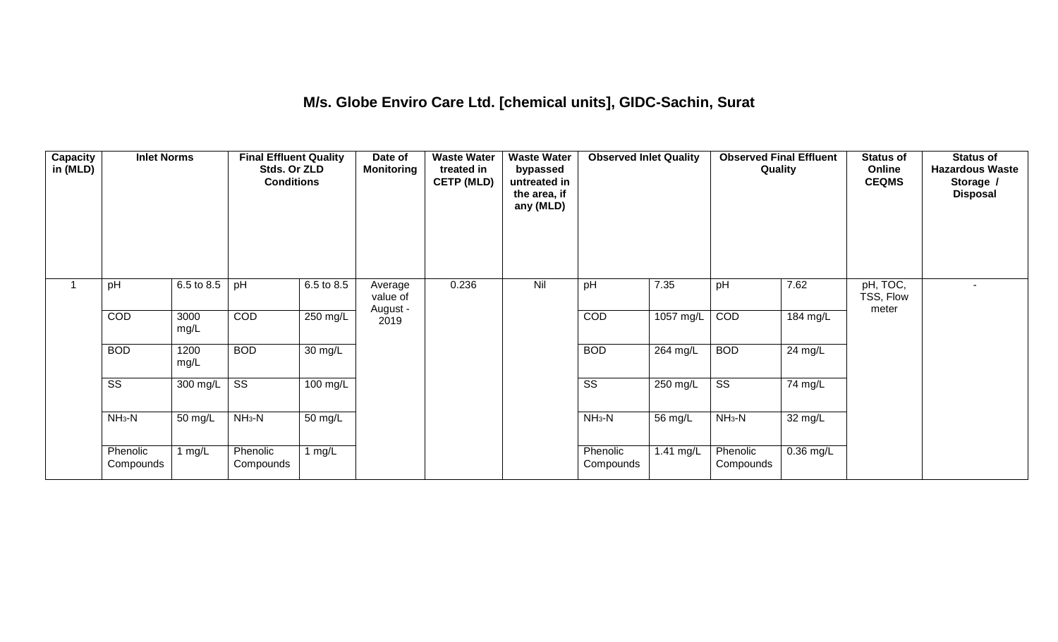# M/s. Globe Enviro Care Ltd. [chemical units], GIDC-Sachin, Surat

| Capacity in (MLD) | Inlet Norms | | Final Effluent Quality Stds. Or ZLD Conditions | | Date of Monitoring | Waste Water treated in CETP (MLD) | Waste Water bypassed untreated in the area, if any (MLD) | Observed Inlet Quality | | Observed Final Effluent Quality | | Status of Online CEQMS | Status of Hazardous Waste Storage / Disposal |
|---|---|---|---|---|---|---|---|---|---|---|---|---|---|
| 1 | pH | 6.5 to 8.5 | pH | 6.5 to 8.5 | Average value of August - 2019 | 0.236 | Nil | pH | 7.35 | pH | 7.62 | pH, TOC, TSS, Flow meter | - |
| | COD | 3000 mg/L | COD | 250 mg/L | | | | COD | 1057 mg/L | COD | 184 mg/L | | |
| | BOD | 1200 mg/L | BOD | 30 mg/L | | | | BOD | 264 mg/L | BOD | 24 mg/L | | |
| | SS | 300 mg/L | SS | 100 mg/L | | | | SS | 250 mg/L | SS | 74 mg/L | | |
| | $NH_3$-N | 50 mg/L | $NH_3$-N | 50 mg/L | | | | $NH_3$-N | 56 mg/L | $NH_3$-N | 32 mg/L | | |
| | Phenolic Compounds | 1 mg/L | Phenolic Compounds | 1 mg/L | | | | Phenolic Compounds | 1.41 mg/L | Phenolic Compounds | 0.36 mg/L | | |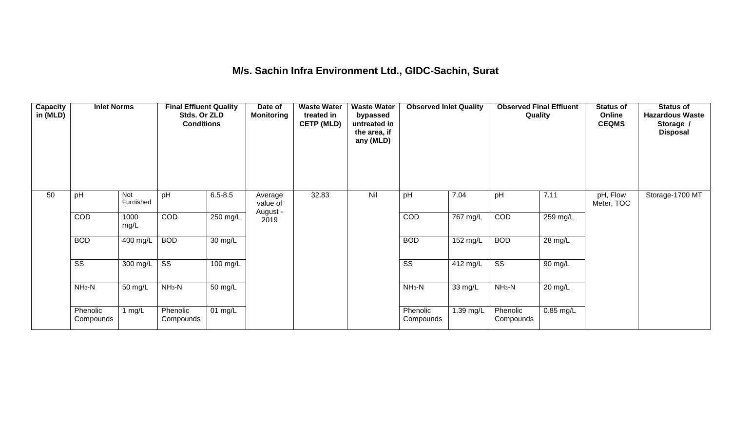## M/s. Sachin Infra Environment Ltd., GIDC-Sachin, Surat

| Capacity in (MLD) | Inlet Norms | | Final Effluent Quality Stds. Or ZLD Conditions | | Date of Monitoring | Waste Water treated in CETP (MLD) | Waste Water bypassed untreated in the area, if any (MLD) | Observed Inlet Quality | | Observed Final Effluent Quality | | Status of Online CEQMS | Status of Hazardous Waste Storage / Disposal |
|---|---|---|---|---|---|---|---|---|---|---|---|---|---|
| 50 | pH | Not Furnished | pH | 6.5-8.5 | Average value of August - 2019 | 32.83 | Nil | pH | 7.04 | pH | 7.11 | pH, Flow Meter, TOC | Storage-1700 MT |
| | COD | 1000 mg/L | COD | 250 mg/L | | | | COD | 767 mg/L | COD | 259 mg/L | | |
| | BOD | 400 mg/L | BOD | 30 mg/L | | | | BOD | 152 mg/L | BOD | 28 mg/L | | |
| | SS | 300 mg/L | SS | 100 mg/L | | | | SS | 412 mg/L | SS | 90 mg/L | | |
| | $NH_3$-N | 50 mg/L | $NH_3$-N | 50 mg/L | | | | $NH_3$-N | 33 mg/L | $NH_3$-N | 20 mg/L | | |
| | Phenolic Compounds | 1 mg/L | Phenolic Compounds | 01 mg/L | | | | Phenolic Compounds | 1.39 mg/L | Phenolic Compounds | 0.85 mg/L | | |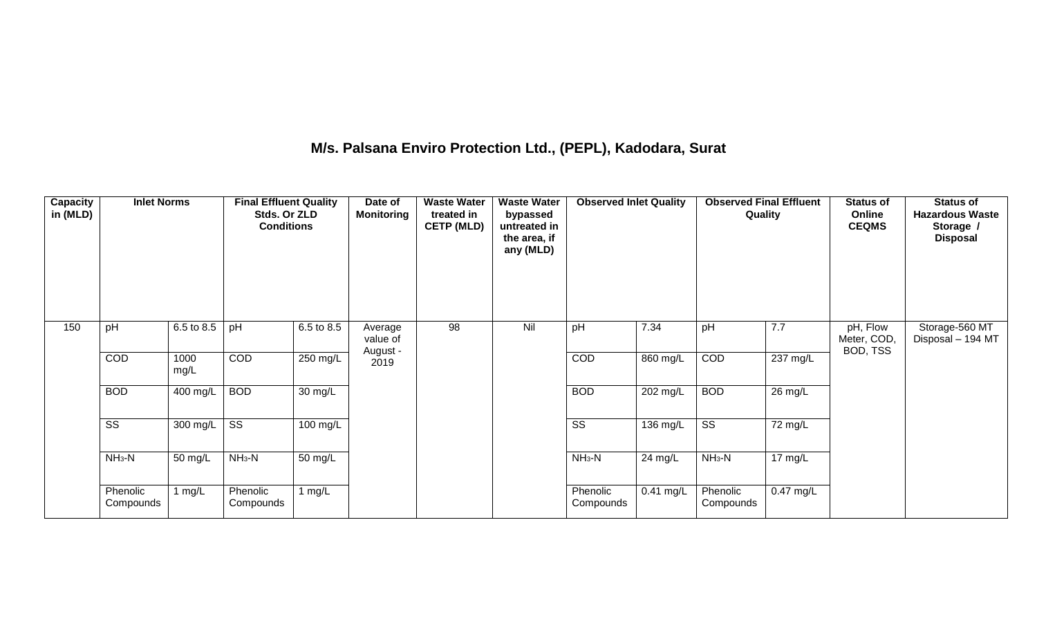## M/s. Palsana Enviro Protection Ltd., (PEPL), Kadodara, Surat

| Capacity in (MLD) | Inlet Norms | | Final Effluent Quality Stds. Or ZLD Conditions | | Date of Monitoring | Waste Water treated in CETP (MLD) | Waste Water bypassed untreated in the area, if any (MLD) | Observed Inlet Quality | | Observed Final Effluent Quality | | Status of Online CEQMS | Status of Hazardous Waste Storage / Disposal |
|---|---|---|---|---|---|---|---|---|---|---|---|---|---|
| 150 | pH | 6.5 to 8.5 | pH | 6.5 to 8.5 | Average value of August - 2019 | 98 | Nil | pH | 7.34 | pH | 7.7 | pH, Flow Meter, COD, BOD, TSS | Storage-560 MT Disposal – 194 MT |
| | COD | 1000 mg/L | COD | 250 mg/L | | | | COD | 860 mg/L | COD | 237 mg/L | | |
| | BOD | 400 mg/L | BOD | 30 mg/L | | | | BOD | 202 mg/L | BOD | 26 mg/L | | |
| | SS | 300 mg/L | SS | 100 mg/L | | | | SS | 136 mg/L | SS | 72 mg/L | | |
| | $NH_3$-N | 50 mg/L | $NH_3$-N | 50 mg/L | | | | $NH_3$-N | 24 mg/L | $NH_3$-N | 17 mg/L | | |
| | Phenolic Compounds | 1 mg/L | Phenolic Compounds | 1 mg/L | | | | Phenolic Compounds | 0.41 mg/L | Phenolic Compounds | 0.47 mg/L | | |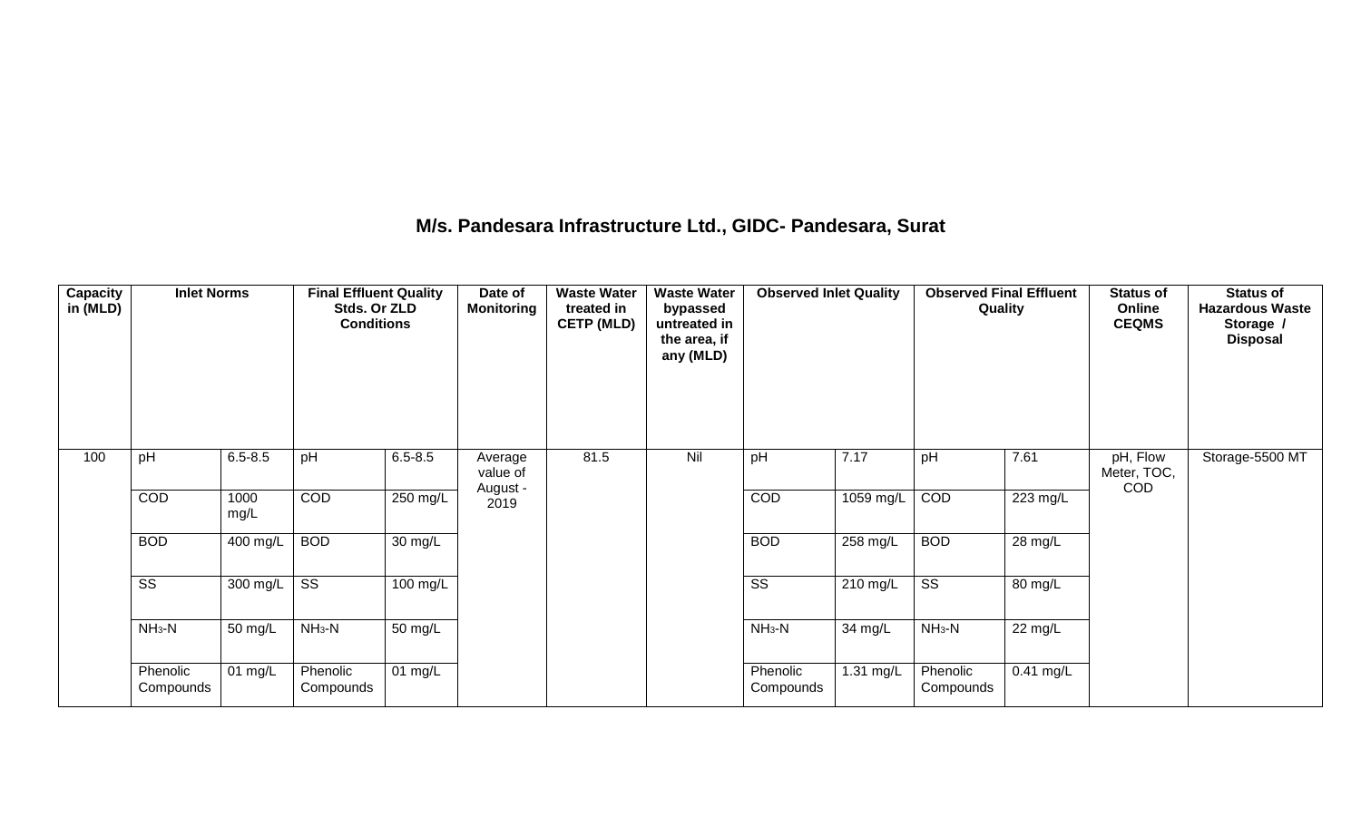### M/s. Pandesara Infrastructure Ltd., GIDC- Pandesara, Surat

| Capacity in (MLD) | Inlet Norms | | Final Effluent Quality Stds. Or ZLD Conditions | | Date of Monitoring | Waste Water treated in CETP (MLD) | Waste Water bypassed untreated in the area, if any (MLD) | Observed Inlet Quality | | Observed Final Effluent Quality | | Status of Online CEQMS | Status of Hazardous Waste Storage / Disposal |
|---|---|---|---|---|---|---|---|---|---|---|---|---|---|
| 100 | pH | 6.5-8.5 | pH | 6.5-8.5 | Average value of August - 2019 | 81.5 | Nil | pH | 7.17 | pH | 7.61 | pH, Flow Meter, TOC, COD | Storage-5500 MT |
| | COD | 1000 mg/L | COD | 250 mg/L | | | | COD | 1059 mg/L | COD | 223 mg/L | | |
| | BOD | 400 mg/L | BOD | 30 mg/L | | | | BOD | 258 mg/L | BOD | 28 mg/L | | |
| | SS | 300 mg/L | SS | 100 mg/L | | | | SS | 210 mg/L | SS | 80 mg/L | | |
| | $NH_3$-N | 50 mg/L | $NH_3$-N | 50 mg/L | | | | $NH_3$-N | 34 mg/L | $NH_3$-N | 22 mg/L | | |
| | Phenolic Compounds | 01 mg/L | Phenolic Compounds | 01 mg/L | | | | Phenolic Compounds | 1.31 mg/L | Phenolic Compounds | 0.41 mg/L | | |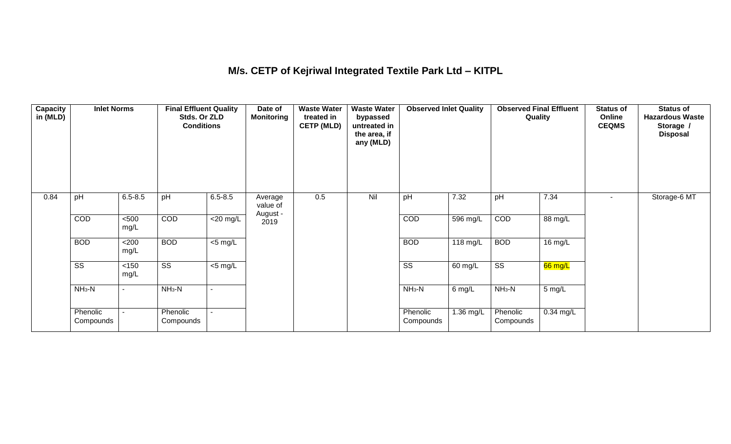# M/s. CETP of Kejriwal Integrated Textile Park Ltd – KITPL

| Capacity in (MLD) | Inlet Norms | | Final Effluent Quality Stds. Or ZLD Conditions | | Date of Monitoring | Waste Water treated in CETP (MLD) | Waste Water bypassed untreated in the area, if any (MLD) | Observed Inlet Quality | | Observed Final Effluent Quality | | Status of Online CEQMS | Status of Hazardous Waste Storage / Disposal |
|---|---|---|---|---|---|---|---|---|---|---|---|---|---|
| 0.84 | pH | 6.5-8.5 | pH | 6.5-8.5 | Average value of August - 2019 | 0.5 | Nil | pH | 7.32 | pH | 7.34 | - | Storage-6 MT |
| | COD | <500 mg/L | COD | <20 mg/L | | | | COD | 596 mg/L | COD | 88 mg/L | | |
| | BOD | <200 mg/L | BOD | <5 mg/L | | | | BOD | 118 mg/L | BOD | 16 mg/L | | |
| | SS | <150 mg/L | SS | <5 mg/L | | | | SS | 60 mg/L | SS | 66 mg/L | | |
| | $NH_3$-N | - | $NH_3$-N | - | | | | $NH_3$-N | 6 mg/L | $NH_3$-N | 5 mg/L | | |
| | Phenolic Compounds | - | Phenolic Compounds | - | | | | Phenolic Compounds | 1.36 mg/L | Phenolic Compounds | 0.34 mg/L | | |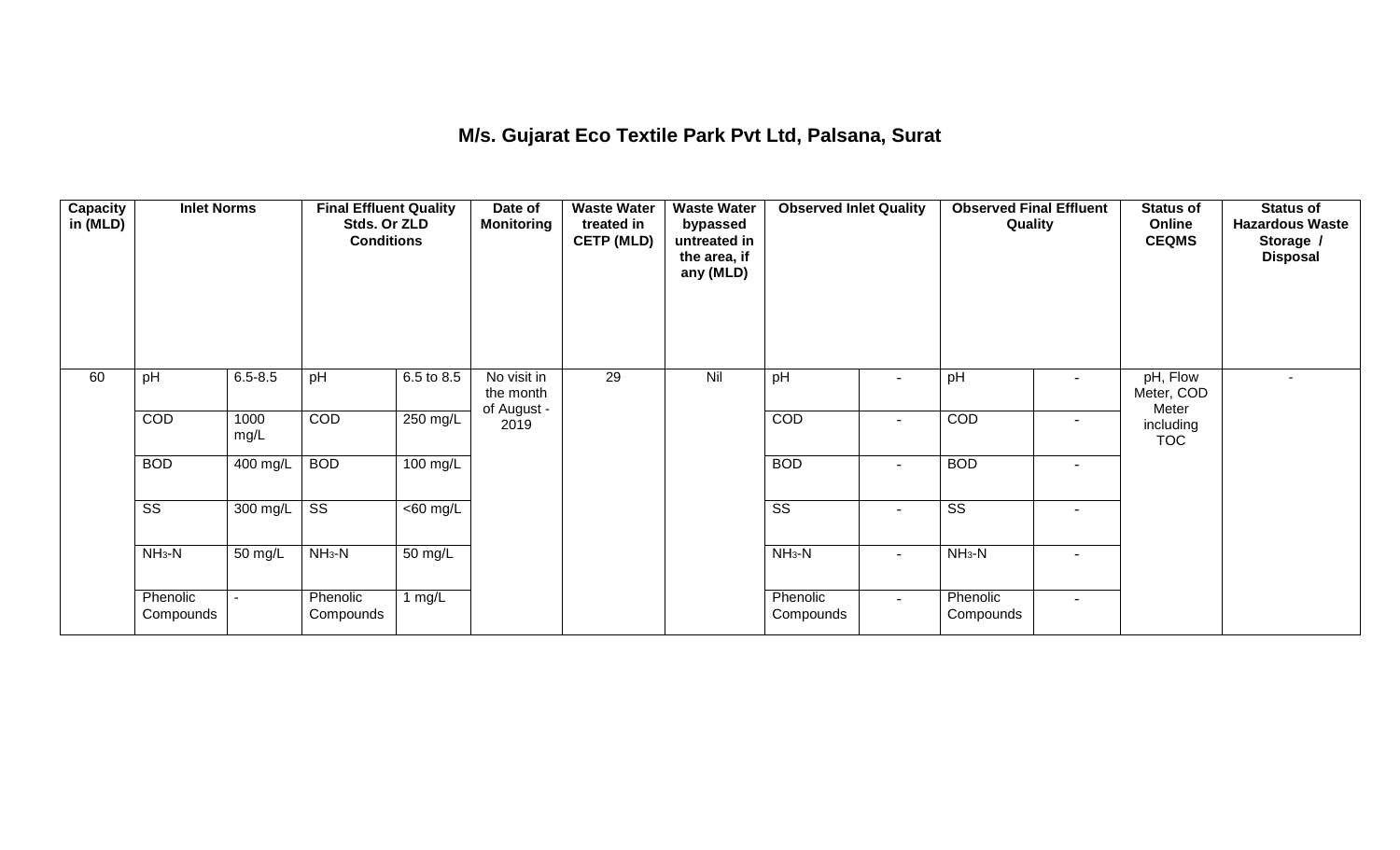# M/s. Gujarat Eco Textile Park Pvt Ltd, Palsana, Surat

| Capacity in (MLD) | Inlet Norms | | Final Effluent Quality Stds. Or ZLD Conditions | | Date of Monitoring | Waste Water treated in CETP (MLD) | Waste Water bypassed untreated in the area, if any (MLD) | Observed Inlet Quality | | Observed Final Effluent Quality | | Status of Online CEQMS | Status of Hazardous Waste Storage / Disposal |
|---|---|---|---|---|---|---|---|---|---|---|---|---|---|
| 60 | pH | 6.5-8.5 | pH | 6.5 to 8.5 | No visit in the month of August - 2019 | 29 | Nil | pH | - | pH | - | pH, Flow Meter, COD Meter including TOC | - |
| | COD | 1000 mg/L | COD | 250 mg/L | | | | COD | - | COD | - | | |
| | BOD | 400 mg/L | BOD | 100 mg/L | | | | BOD | - | BOD | - | | |
| | SS | 300 mg/L | SS | <60 mg/L | | | | SS | - | SS | - | | |
| | $NH_3$-N | 50 mg/L | $NH_3$-N | 50 mg/L | | | | $NH_3$-N | - | $NH_3$-N | - | | |
| | Phenolic Compounds | - | Phenolic Compounds | 1 mg/L | | | | Phenolic Compounds | - | Phenolic Compounds | - | | |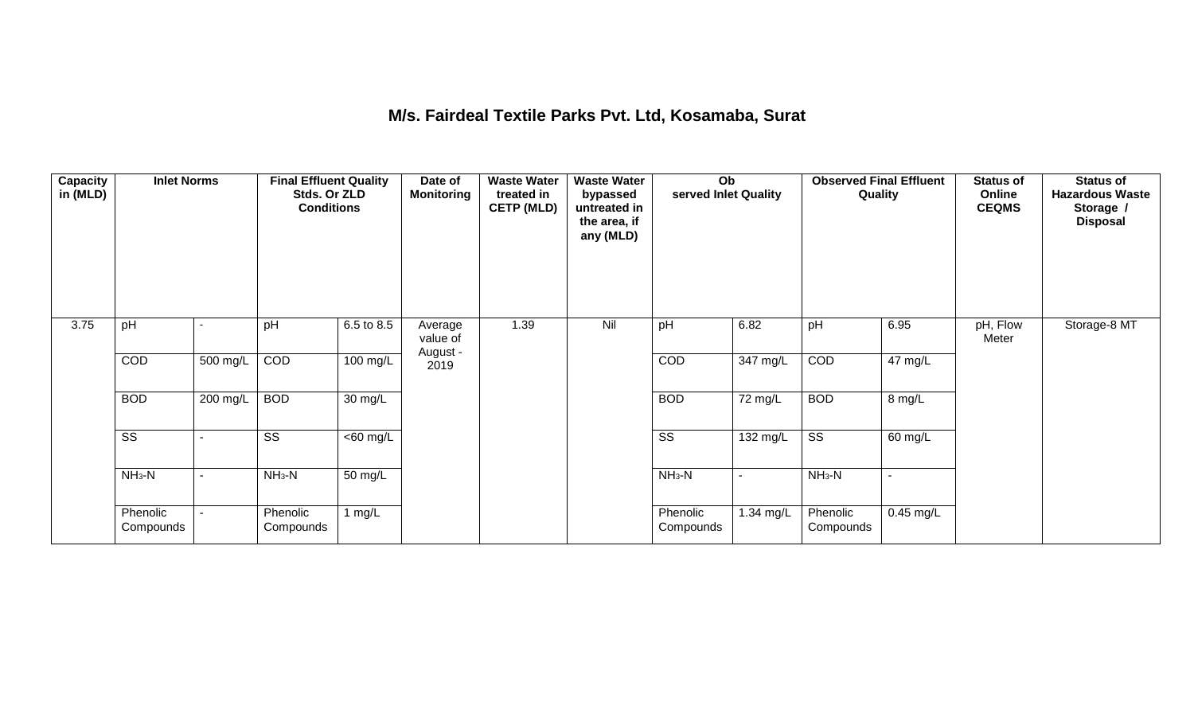## M/s. Fairdeal Textile Parks Pvt. Ltd, Kosamaba, Surat

| Capacity in (MLD) | Inlet Norms | | Final Effluent Quality Stds. Or ZLD Conditions | | Date of Monitoring | Waste Water treated in CETP (MLD) | Waste Water bypassed untreated in the area, if any (MLD) | Observed Inlet Quality | | Observed Final Effluent Quality | | Status of Online CEQMS | Status of Hazardous Waste Storage / Disposal |
|---|---|---|---|---|---|---|---|---|---|---|---|---|---|
| 3.75 | pH | - | pH | 6.5 to 8.5 | Average value of August - 2019 | 1.39 | Nil | pH | 6.82 | pH | 6.95 | pH, Flow Meter | Storage-8 MT |
| | COD | 500 mg/L | COD | 100 mg/L | | | | COD | 347 mg/L | COD | 47 mg/L | | |
| | BOD | 200 mg/L | BOD | 30 mg/L | | | | BOD | 72 mg/L | BOD | 8 mg/L | | |
| | SS | - | SS | <60 mg/L | | | | SS | 132 mg/L | SS | 60 mg/L | | |
| | $NH_3$-N | - | $NH_3$-N | 50 mg/L | | | | $NH_3$-N | - | $NH_3$-N | - | | |
| | Phenolic Compounds | - | Phenolic Compounds | 1 mg/L | | | | Phenolic Compounds | 1.34 mg/L | Phenolic Compounds | 0.45 mg/L | | |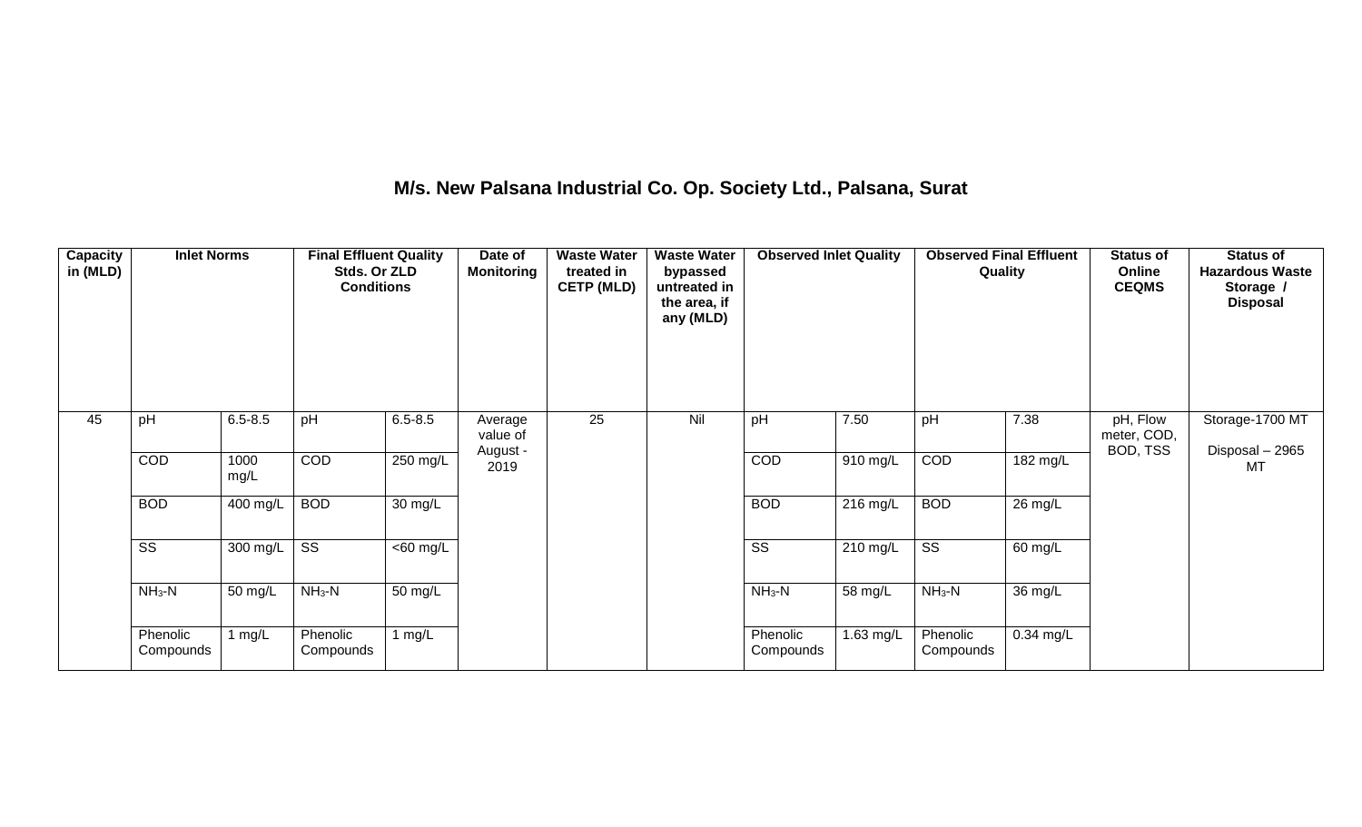**M/s. New Palsana Industrial Co. Op. Society Ltd., Palsana, Surat**

| Capacity in (MLD) | Inlet Norms | | Final Effluent Quality Stds. Or ZLD Conditions | | Date of Monitoring | Waste Water treated in CETP (MLD) | Waste Water bypassed untreated in the area, if any (MLD) | Observed Inlet Quality | | Observed Final Effluent Quality | | Status of Online CEQMS | Status of Hazardous Waste Storage / Disposal |
|---|---|---|---|---|---|---|---|---|---|---|---|---|---|
| 45 | pH | 6.5-8.5 | pH | 6.5-8.5 | Average value of August - 2019 | 25 | Nil | pH | 7.50 | pH | 7.38 | pH, Flow meter, COD, BOD, TSS | Storage-1700 MT<br><br>Disposal – 2965 MT |
| | COD | 1000 mg/L | COD | 250 mg/L | | | | COD | 910 mg/L | COD | 182 mg/L | | |
| | BOD | 400 mg/L | BOD | 30 mg/L | | | | BOD | 216 mg/L | BOD | 26 mg/L | | |
| | SS | 300 mg/L | SS | <60 mg/L | | | | SS | 210 mg/L | SS | 60 mg/L | | |
| | $NH_3$-N | 50 mg/L | $NH_3$-N | 50 mg/L | | | | $NH_3$-N | 58 mg/L | $NH_3$-N | 36 mg/L | | |
| | Phenolic Compounds | 1 mg/L | Phenolic Compounds | 1 mg/L | | | | Phenolic Compounds | 1.63 mg/L | Phenolic Compounds | 0.34 mg/L | | |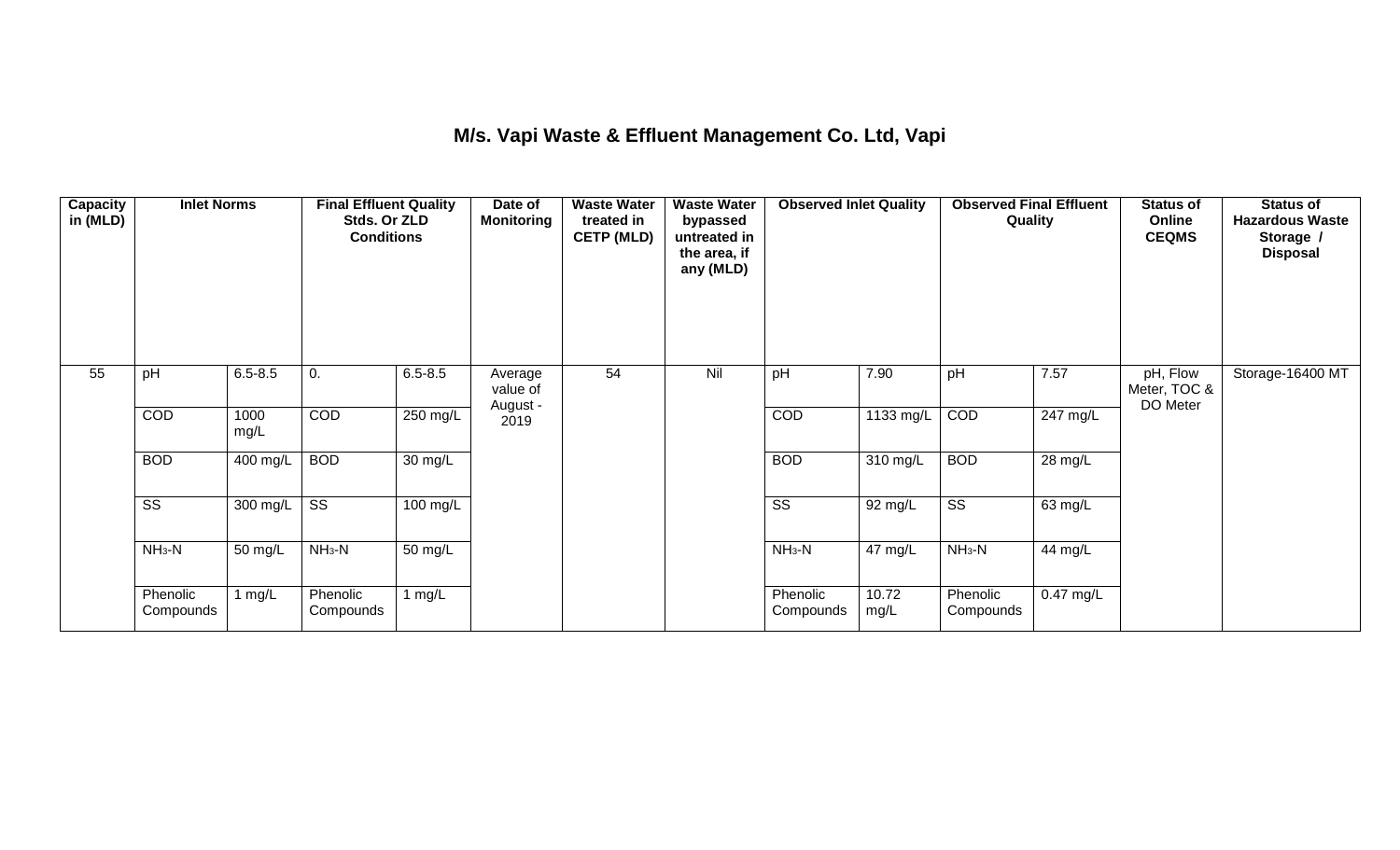# M/s. Vapi Waste & Effluent Management Co. Ltd, Vapi

| Capacity in (MLD) | Inlet Norms | | Final Effluent Quality Stds. Or ZLD Conditions | | Date of Monitoring | Waste Water treated in CETP (MLD) | Waste Water bypassed untreated in the area, if any (MLD) | Observed Inlet Quality | | Observed Final Effluent Quality | | Status of Online CEQMS | Status of Hazardous Waste Storage / Disposal |
|---|---|---|---|---|---|---|---|---|---|---|---|---|---|
| 55 | pH | 6.5-8.5 | 0. | 6.5-8.5 | Average value of August - 2019 | 54 | Nil | pH | 7.90 | pH | 7.57 | pH, Flow Meter, TOC & DO Meter | Storage-16400 MT |
| | COD | 1000 mg/L | COD | 250 mg/L | | | | COD | 1133 mg/L | COD | 247 mg/L | | |
| | BOD | 400 mg/L | BOD | 30 mg/L | | | | BOD | 310 mg/L | BOD | 28 mg/L | | |
| | SS | 300 mg/L | SS | 100 mg/L | | | | SS | 92 mg/L | SS | 63 mg/L | | |
| | $NH_3$-N | 50 mg/L | $NH_3$-N | 50 mg/L | | | | $NH_3$-N | 47 mg/L | $NH_3$-N | 44 mg/L | | |
| | Phenolic Compounds | 1 mg/L | Phenolic Compounds | 1 mg/L | | | | Phenolic Compounds | 10.72 mg/L | Phenolic Compounds | 0.47 mg/L | | |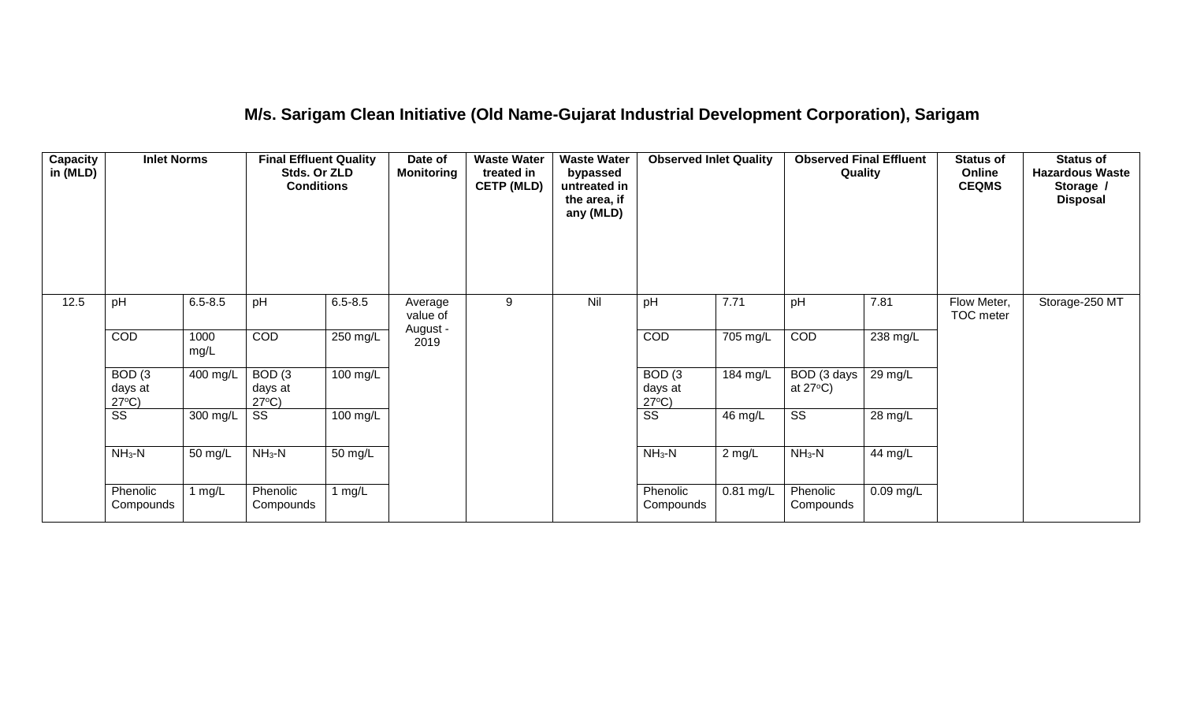## M/s. Sarigam Clean Initiative (Old Name-Gujarat Industrial Development Corporation), Sarigam

| Capacity in (MLD) | Inlet Norms | | Final Effluent Quality Stds. Or ZLD Conditions | | Date of Monitoring | Waste Water treated in CETP (MLD) | Waste Water bypassed untreated in the area, if any (MLD) | Observed Inlet Quality | | Observed Final Effluent Quality | | Status of Online CEQMS | Status of Hazardous Waste Storage / Disposal |
|---|---|---|---|---|---|---|---|---|---|---|---|---|---|
| 12.5 | pH | 6.5-8.5 | pH | 6.5-8.5 | Average value of August - 2019 | 9 | Nil | pH | 7.71 | pH | 7.81 | Flow Meter, TOC meter | Storage-250 MT |
| | COD | 1000 mg/L | COD | 250 mg/L | | | | COD | 705 mg/L | COD | 238 mg/L | | |
| | BOD (3 days at 27°C) | 400 mg/L | BOD (3 days at 27°C) | 100 mg/L | | | | BOD (3 days at 27°C) | 184 mg/L | BOD (3 days at 27°C) | 29 mg/L | | |
| | SS | 300 mg/L | SS | 100 mg/L | | | | SS | 46 mg/L | SS | 28 mg/L | | |
| | $NH_3$-N | 50 mg/L | $NH_3$-N | 50 mg/L | | | | $NH_3$-N | 2 mg/L | $NH_3$-N | 44 mg/L | | |
| | Phenolic Compounds | 1 mg/L | Phenolic Compounds | 1 mg/L | | | | Phenolic Compounds | 0.81 mg/L | Phenolic Compounds | 0.09 mg/L | | |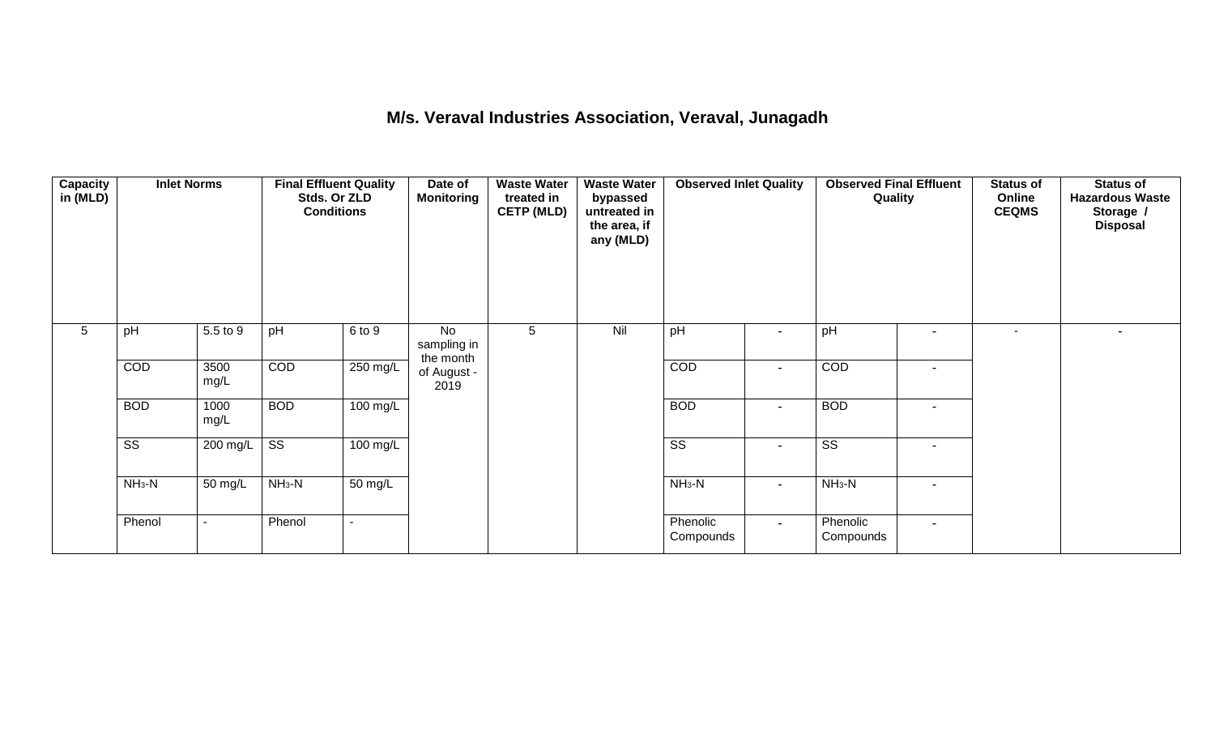# M/s. Veraval Industries Association, Veraval, Junagadh

| Capacity in (MLD) | Inlet Norms | | Final Effluent Quality Stds. Or ZLD Conditions | | Date of Monitoring | Waste Water treated in CETP (MLD) | Waste Water bypassed untreated in the area, if any (MLD) | Observed Inlet Quality | | Observed Final Effluent Quality | | Status of Online CEQMS | Status of Hazardous Waste Storage / Disposal |
|---|---|---|---|---|---|---|---|---|---|---|---|---|---|
| 5 | pH | 5.5 to 9 | pH | 6 to 9 | No sampling in the month of August - 2019 | 5 | Nil | pH | - | pH | - | - | - |
| | COD | 3500 mg/L | COD | 250 mg/L | | | | COD | - | COD | - | | |
| | BOD | 1000 mg/L | BOD | 100 mg/L | | | | BOD | - | BOD | - | | |
| | SS | 200 mg/L | SS | 100 mg/L | | | | SS | - | SS | - | | |
| | $NH_3$-N | 50 mg/L | $NH_3$-N | 50 mg/L | | | | $NH_3$-N | - | $NH_3$-N | - | | |
| | Phenol | - | Phenol | - | | | | Phenolic Compounds | - | Phenolic Compounds | - | | |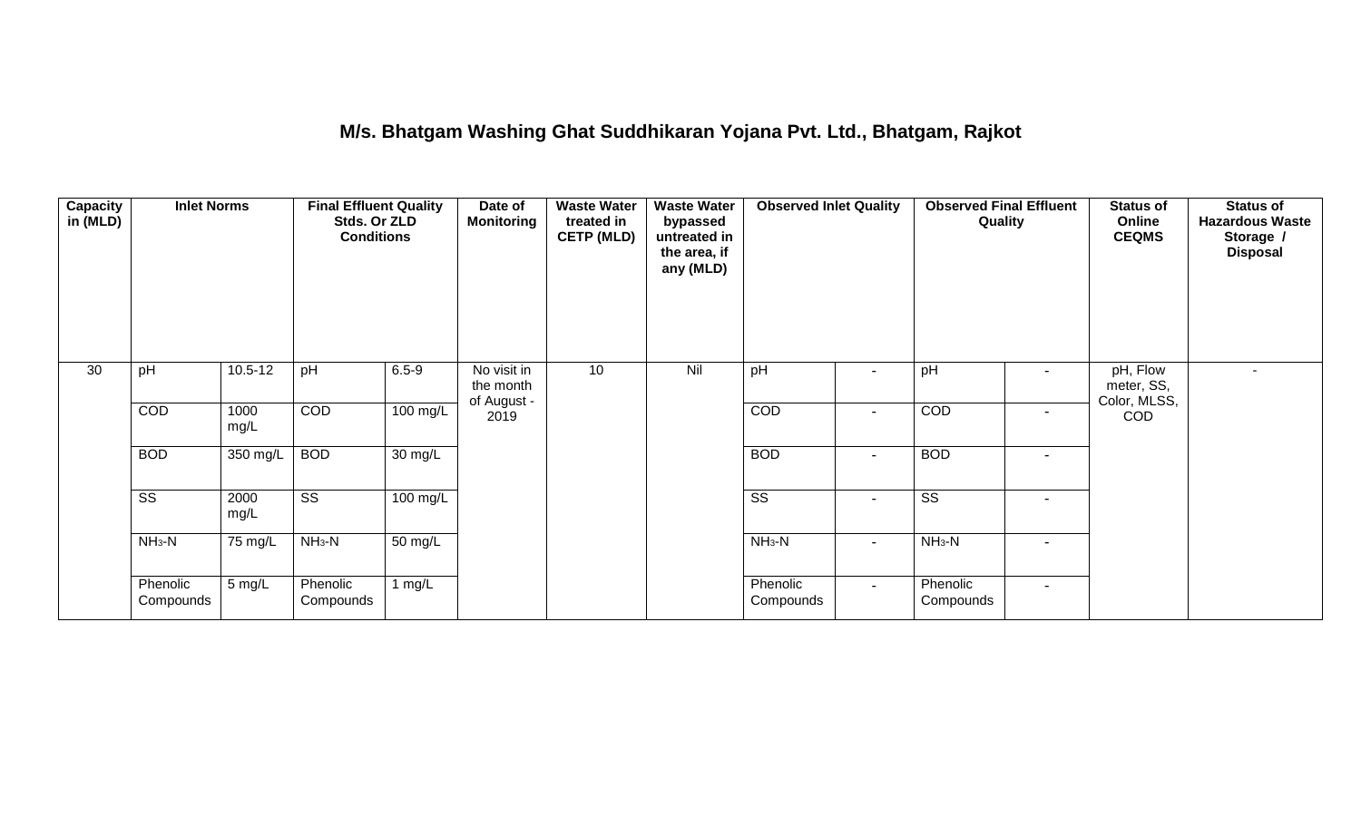## M/s. Bhatgam Washing Ghat Suddhikaran Yojana Pvt. Ltd., Bhatgam, Rajkot

| Capacity in (MLD) | Inlet Norms | | Final Effluent Quality Stds. Or ZLD Conditions | | Date of Monitoring | Waste Water treated in CETP (MLD) | Waste Water bypassed untreated in the area, if any (MLD) | Observed Inlet Quality | | Observed Final Effluent Quality | | Status of Online CEQMS | Status of Hazardous Waste Storage / Disposal |
|---|---|---|---|---|---|---|---|---|---|---|---|---|---|
| 30 | pH | 10.5-12 | pH | 6.5-9 | No visit in the month of August - 2019 | 10 | Nil | pH | - | pH | - | pH, Flow meter, SS, Color, MLSS, COD | - |
| | COD | 1000 mg/L | COD | 100 mg/L | | | | COD | - | COD | - | | |
| | BOD | 350 mg/L | BOD | 30 mg/L | | | | BOD | - | BOD | - | | |
| | SS | 2000 mg/L | SS | 100 mg/L | | | | SS | - | SS | - | | |
| | $NH_3$-N | 75 mg/L | $NH_3$-N | 50 mg/L | | | | $NH_3$-N | - | $NH_3$-N | - | | |
| | Phenolic Compounds | 5 mg/L | Phenolic Compounds | 1 mg/L | | | | Phenolic Compounds | - | Phenolic Compounds | - | | |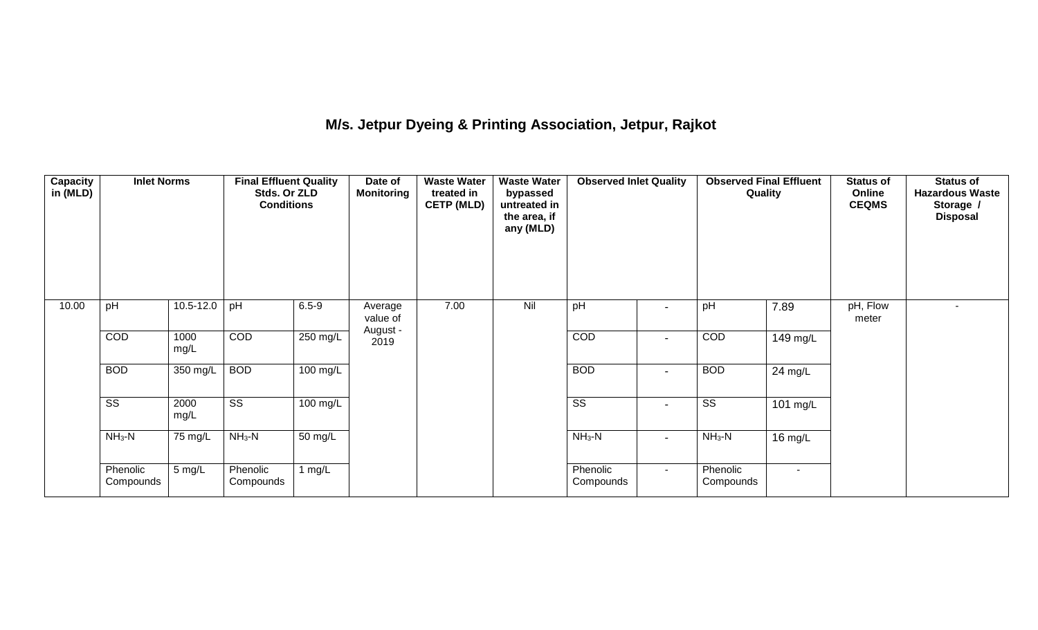# M/s. Jetpur Dyeing & Printing Association, Jetpur, Rajkot

| Capacity in (MLD) | Inlet Norms | | Final Effluent Quality Stds. Or ZLD Conditions | | Date of Monitoring | Waste Water treated in CETP (MLD) | Waste Water bypassed untreated in the area, if any (MLD) | Observed Inlet Quality | | Observed Final Effluent Quality | | Status of Online CEQMS | Status of Hazardous Waste Storage / Disposal |
|---|---|---|---|---|---|---|---|---|---|---|---|---|---|
| 10.00 | pH | 10.5-12.0 | pH | 6.5-9 | Average value of August - 2019 | 7.00 | Nil | pH | - | pH | 7.89 | pH, Flow meter | - |
| | COD | 1000 mg/L | COD | 250 mg/L | | | | COD | - | COD | 149 mg/L | | |
| | BOD | 350 mg/L | BOD | 100 mg/L | | | | BOD | - | BOD | 24 mg/L | | |
| | SS | 2000 mg/L | SS | 100 mg/L | | | | SS | - | SS | 101 mg/L | | |
| | $NH_3$-N | 75 mg/L | $NH_3$-N | 50 mg/L | | | | $NH_3$-N | - | $NH_3$-N | 16 mg/L | | |
| | Phenolic Compounds | 5 mg/L | Phenolic Compounds | 1 mg/L | | | | Phenolic Compounds | - | Phenolic Compounds | - | | |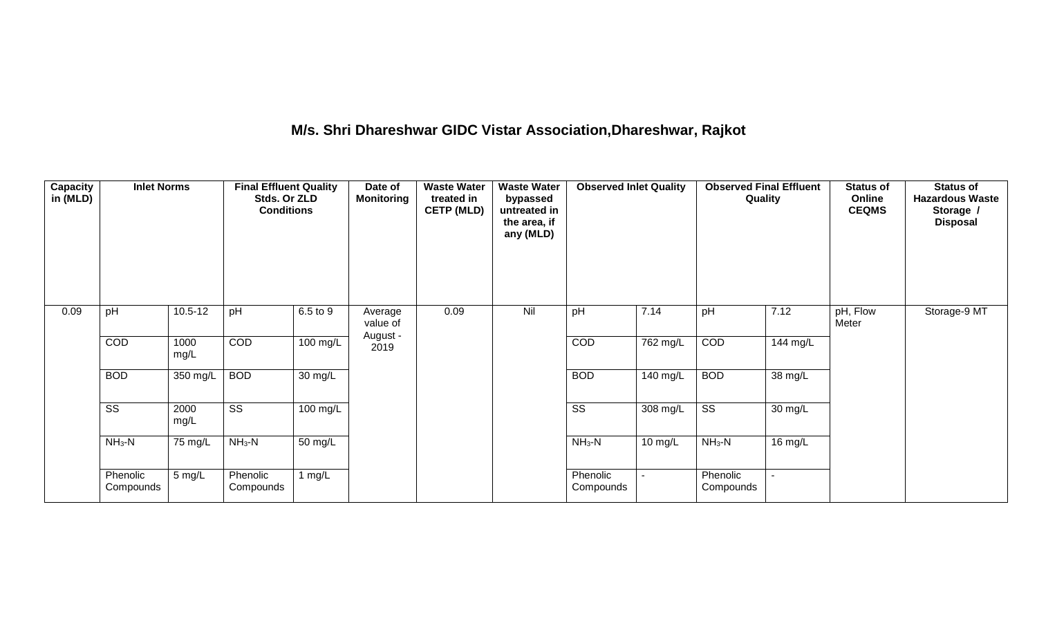## M/s. Shri Dhareshwar GIDC Vistar Association,Dhareshwar, Rajkot

| Capacity in (MLD) | Inlet Norms | | Final Effluent Quality Stds. Or ZLD Conditions | | Date of Monitoring | Waste Water treated in CETP (MLD) | Waste Water bypassed untreated in the area, if any (MLD) | Observed Inlet Quality | | Observed Final Effluent Quality | | Status of Online CEQMS | Status of Hazardous Waste Storage / Disposal |
|---|---|---|---|---|---|---|---|---|---|---|---|---|---|
| 0.09 | pH | 10.5-12 | pH | 6.5 to 9 | Average value of August - 2019 | 0.09 | Nil | pH | 7.14 | pH | 7.12 | pH, Flow Meter | Storage-9 MT |
| | COD | 1000 mg/L | COD | 100 mg/L | | | | COD | 762 mg/L | COD | 144 mg/L | | |
| | BOD | 350 mg/L | BOD | 30 mg/L | | | | BOD | 140 mg/L | BOD | 38 mg/L | | |
| | SS | 2000 mg/L | SS | 100 mg/L | | | | SS | 308 mg/L | SS | 30 mg/L | | |
| | $NH_3$-N | 75 mg/L | $NH_3$-N | 50 mg/L | | | | $NH_3$-N | 10 mg/L | $NH_3$-N | 16 mg/L | | |
| | Phenolic Compounds | 5 mg/L | Phenolic Compounds | 1 mg/L | | | | Phenolic Compounds | - | Phenolic Compounds | - | | |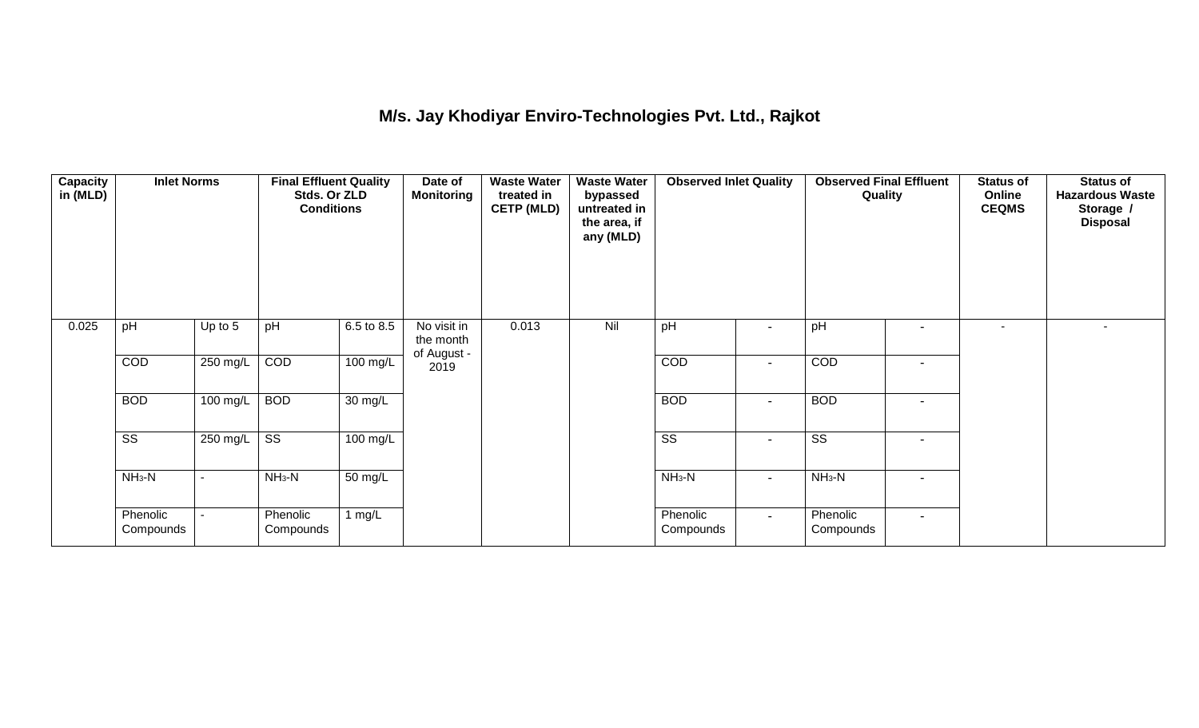# M/s. Jay Khodiyar Enviro-Technologies Pvt. Ltd., Rajkot

| Capacity in (MLD) | Inlet Norms | | Final Effluent Quality Stds. Or ZLD Conditions | | Date of Monitoring | Waste Water treated in CETP (MLD) | Waste Water bypassed untreated in the area, if any (MLD) | Observed Inlet Quality | | Observed Final Effluent Quality | | Status of Online CEQMS | Status of Hazardous Waste Storage / Disposal |
|---|---|---|---|---|---|---|---|---|---|---|---|---|---|
| 0.025 | pH | Up to 5 | pH | 6.5 to 8.5 | No visit in the month of August - 2019 | 0.013 | Nil | pH | - | pH | - | - | - |
| | COD | 250 mg/L | COD | 100 mg/L | | | | COD | - | COD | - | | |
| | BOD | 100 mg/L | BOD | 30 mg/L | | | | BOD | - | BOD | - | | |
| | SS | 250 mg/L | SS | 100 mg/L | | | | SS | - | SS | - | | |
| | $NH_3$-N | - | $NH_3$-N | 50 mg/L | | | | $NH_3$-N | - | $NH_3$-N | - | | |
| | Phenolic Compounds | - | Phenolic Compounds | 1 mg/L | | | | Phenolic Compounds | - | Phenolic Compounds | - | | |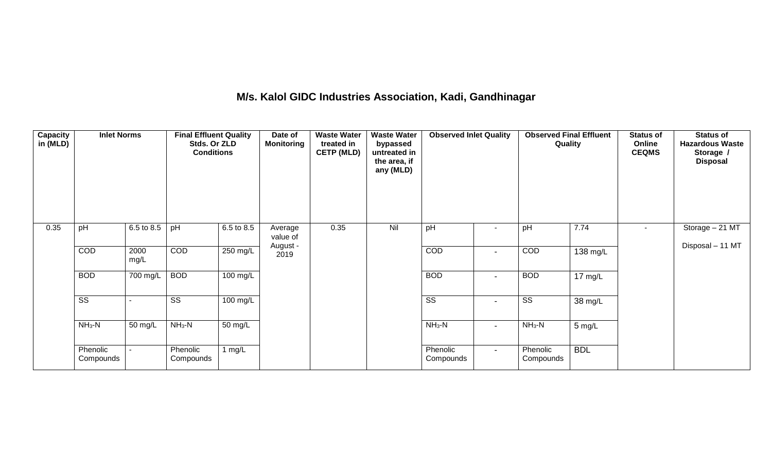## M/s. Kalol GIDC Industries Association, Kadi, Gandhinagar

| Capacity in (MLD) | Inlet Norms | | Final Effluent Quality Stds. Or ZLD Conditions | | Date of Monitoring | Waste Water treated in CETP (MLD) | Waste Water bypassed untreated in the area, if any (MLD) | Observed Inlet Quality | | Observed Final Effluent Quality | | Status of Online CEQMS | Status of Hazardous Waste Storage / Disposal |
|---|---|---|---|---|---|---|---|---|---|---|---|---|---|
| 0.35 | pH | 6.5 to 8.5 | pH | 6.5 to 8.5 | Average value of August - 2019 | 0.35 | Nil | pH | - | pH | 7.74 | - | Storage – 21 MT<br>Disposal – 11 MT |
| | COD | 2000 mg/L | COD | 250 mg/L | | | | COD | - | COD | 138 mg/L | | |
| | BOD | 700 mg/L | BOD | 100 mg/L | | | | BOD | - | BOD | 17 mg/L | | |
| | SS | - | SS | 100 mg/L | | | | SS | - | SS | 38 mg/L | | |
| | $NH_3$-N | 50 mg/L | $NH_3$-N | 50 mg/L | | | | $NH_3$-N | - | $NH_3$-N | 5 mg/L | | |
| | Phenolic Compounds | - | Phenolic Compounds | 1 mg/L | | | | Phenolic Compounds | - | Phenolic Compounds | BDL | | |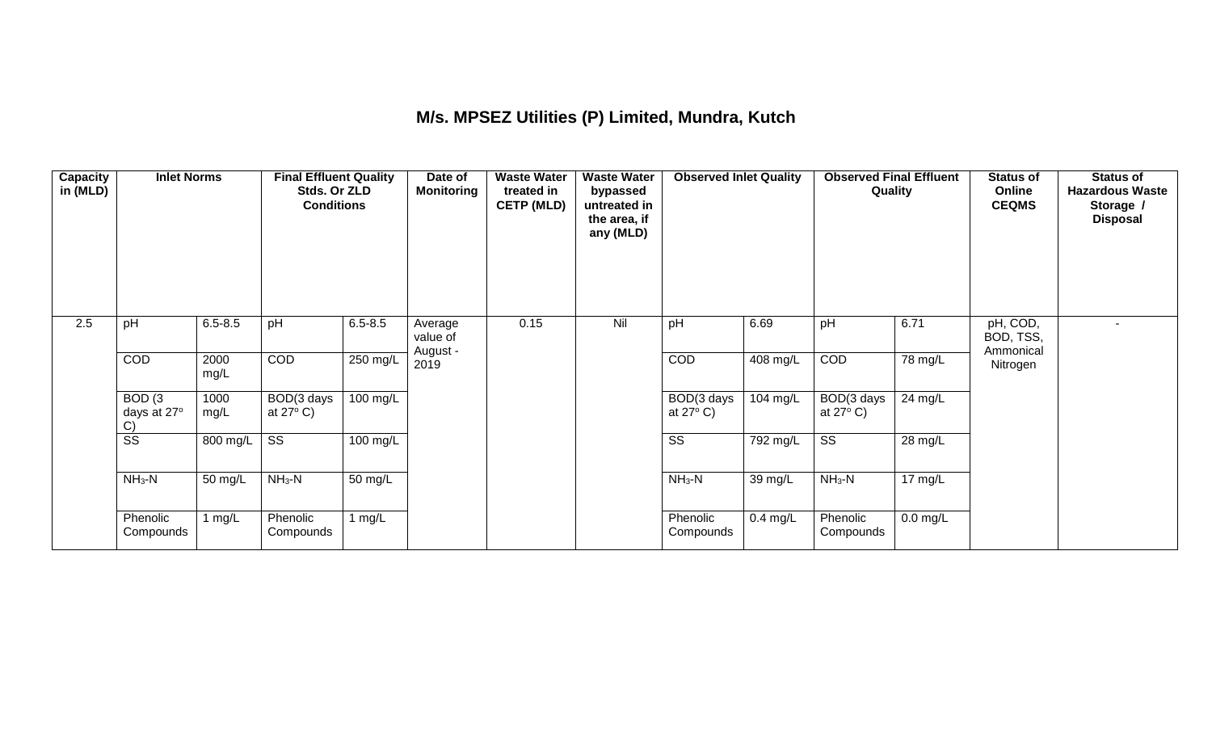# M/s. MPSEZ Utilities (P) Limited, Mundra, Kutch

| Capacity in (MLD) | Inlet Norms | | Final Effluent Quality Stds. Or ZLD Conditions | | Date of Monitoring | Waste Water treated in CETP (MLD) | Waste Water bypassed untreated in the area, if any (MLD) | Observed Inlet Quality | | Observed Final Effluent Quality | | Status of Online CEQMS | Status of Hazardous Waste Storage / Disposal |
|---|---|---|---|---|---|---|---|---|---|---|---|---|---|
| 2.5 | pH | 6.5-8.5 | pH | 6.5-8.5 | Average value of August - 2019 | 0.15 | Nil | pH | 6.69 | pH | 6.71 | pH, COD, BOD, TSS, Ammonical Nitrogen | - |
| | COD | 2000 mg/L | COD | 250 mg/L | | | | COD | 408 mg/L | COD | 78 mg/L | | |
| | BOD (3 days at 27° C) | 1000 mg/L | BOD(3 days at 27° C) | 100 mg/L | | | | BOD(3 days at 27° C) | 104 mg/L | BOD(3 days at 27° C) | 24 mg/L | | |
| | SS | 800 mg/L | SS | 100 mg/L | | | | SS | 792 mg/L | SS | 28 mg/L | | |
| | $NH_3$-N | 50 mg/L | $NH_3$-N | 50 mg/L | | | | $NH_3$-N | 39 mg/L | $NH_3$-N | 17 mg/L | | |
| | Phenolic Compounds | 1 mg/L | Phenolic Compounds | 1 mg/L | | | | Phenolic Compounds | 0.4 mg/L | Phenolic Compounds | 0.0 mg/L | | |